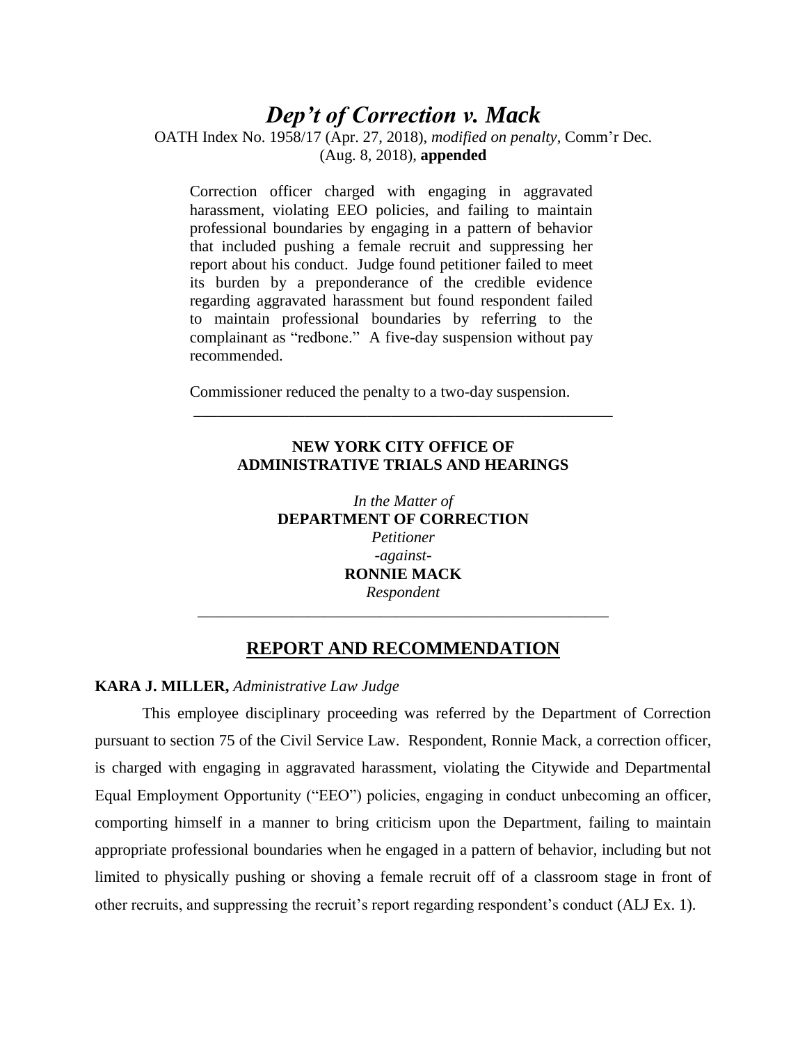# *Dep't of Correction v. Mack*

OATH Index No. 1958/17 (Apr. 27, 2018), *modified on penalty*, Comm'r Dec. (Aug. 8, 2018), **appended**

> Correction officer charged with engaging in aggravated harassment, violating EEO policies, and failing to maintain professional boundaries by engaging in a pattern of behavior that included pushing a female recruit and suppressing her report about his conduct. Judge found petitioner failed to meet its burden by a preponderance of the credible evidence regarding aggravated harassment but found respondent failed to maintain professional boundaries by referring to the complainant as "redbone." A five-day suspension without pay recommended.
>
> Commissioner reduced the penalty to a two-day suspension.

---

**NEW YORK CITY OFFICE OF ADMINISTRATIVE TRIALS AND HEARINGS**

*In the Matter of*
**DEPARTMENT OF CORRECTION**
*Petitioner*
*-against-*
**RONNIE MACK**
*Respondent*

---

## REPORT AND RECOMMENDATION

**KARA J. MILLER,** *Administrative Law Judge*

This employee disciplinary proceeding was referred by the Department of Correction pursuant to section 75 of the Civil Service Law. Respondent, Ronnie Mack, a correction officer, is charged with engaging in aggravated harassment, violating the Citywide and Departmental Equal Employment Opportunity ("EEO") policies, engaging in conduct unbecoming an officer, comporting himself in a manner to bring criticism upon the Department, failing to maintain appropriate professional boundaries when he engaged in a pattern of behavior, including but not limited to physically pushing or shoving a female recruit off of a classroom stage in front of other recruits, and suppressing the recruit's report regarding respondent's conduct (ALJ Ex. 1).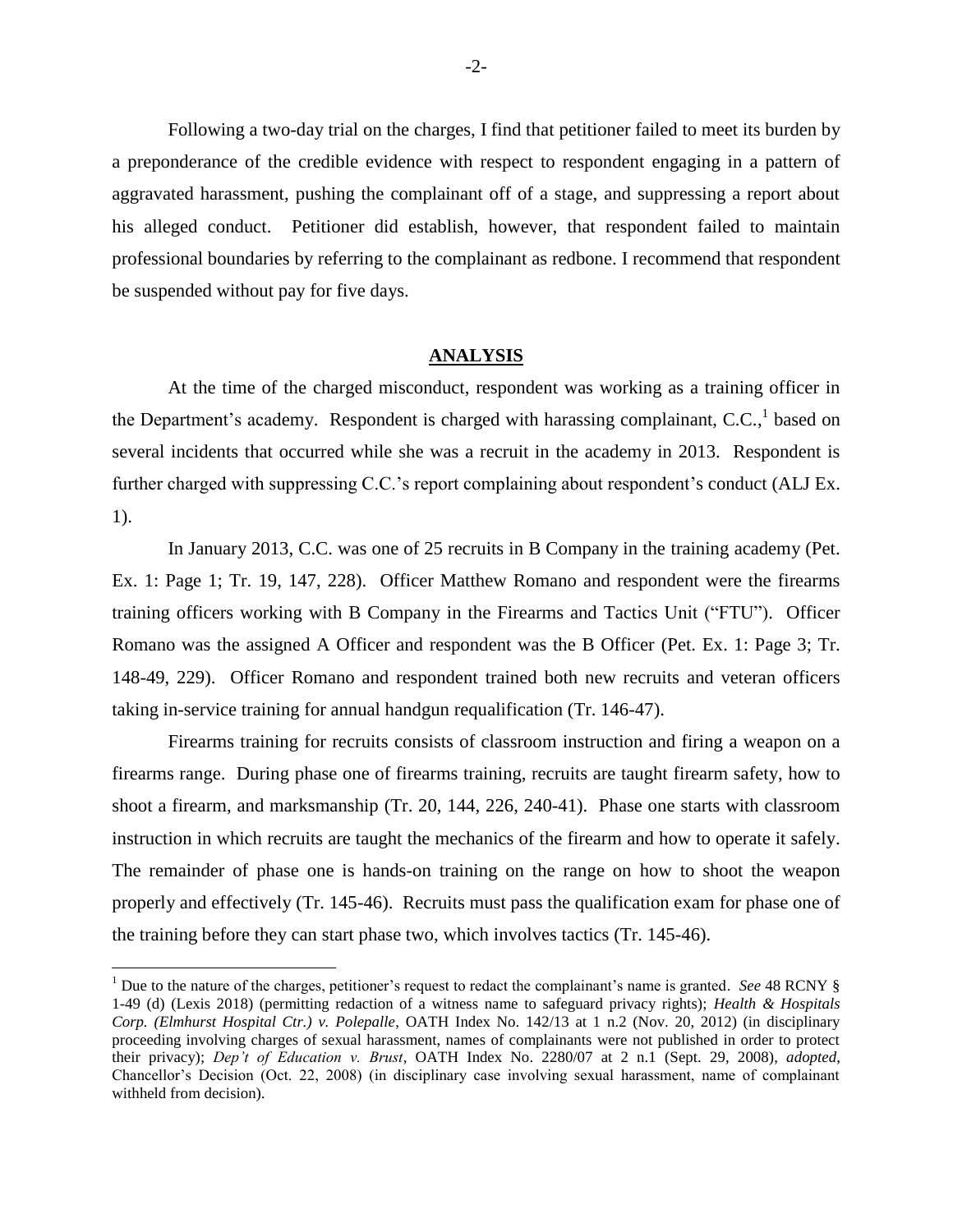Following a two-day trial on the charges, I find that petitioner failed to meet its burden by a preponderance of the credible evidence with respect to respondent engaging in a pattern of aggravated harassment, pushing the complainant off of a stage, and suppressing a report about his alleged conduct. Petitioner did establish, however, that respondent failed to maintain professional boundaries by referring to the complainant as redbone. I recommend that respondent be suspended without pay for five days.

## ANALYSIS

At the time of the charged misconduct, respondent was working as a training officer in the Department's academy. Respondent is charged with harassing complainant, C.C.,[1] based on several incidents that occurred while she was a recruit in the academy in 2013. Respondent is further charged with suppressing C.C.'s report complaining about respondent's conduct (ALJ Ex. 1).

In January 2013, C.C. was one of 25 recruits in B Company in the training academy (Pet. Ex. 1: Page 1; Tr. 19, 147, 228). Officer Matthew Romano and respondent were the firearms training officers working with B Company in the Firearms and Tactics Unit ("FTU"). Officer Romano was the assigned A Officer and respondent was the B Officer (Pet. Ex. 1: Page 3; Tr. 148-49, 229). Officer Romano and respondent trained both new recruits and veteran officers taking in-service training for annual handgun requalification (Tr. 146-47).

Firearms training for recruits consists of classroom instruction and firing a weapon on a firearms range. During phase one of firearms training, recruits are taught firearm safety, how to shoot a firearm, and marksmanship (Tr. 20, 144, 226, 240-41). Phase one starts with classroom instruction in which recruits are taught the mechanics of the firearm and how to operate it safely. The remainder of phase one is hands-on training on the range on how to shoot the weapon properly and effectively (Tr. 145-46). Recruits must pass the qualification exam for phase one of the training before they can start phase two, which involves tactics (Tr. 145-46).

[1] Due to the nature of the charges, petitioner's request to redact the complainant's name is granted. *See* 48 RCNY § 1-49 (d) (Lexis 2018) (permitting redaction of a witness name to safeguard privacy rights); *Health & Hospitals Corp. (Elmhurst Hospital Ctr.) v. Polepalle*, OATH Index No. 142/13 at 1 n.2 (Nov. 20, 2012) (in disciplinary proceeding involving charges of sexual harassment, names of complainants were not published in order to protect their privacy); *Dep't of Education v. Brust*, OATH Index No. 2280/07 at 2 n.1 (Sept. 29, 2008), *adopted*, Chancellor's Decision (Oct. 22, 2008) (in disciplinary case involving sexual harassment, name of complainant withheld from decision).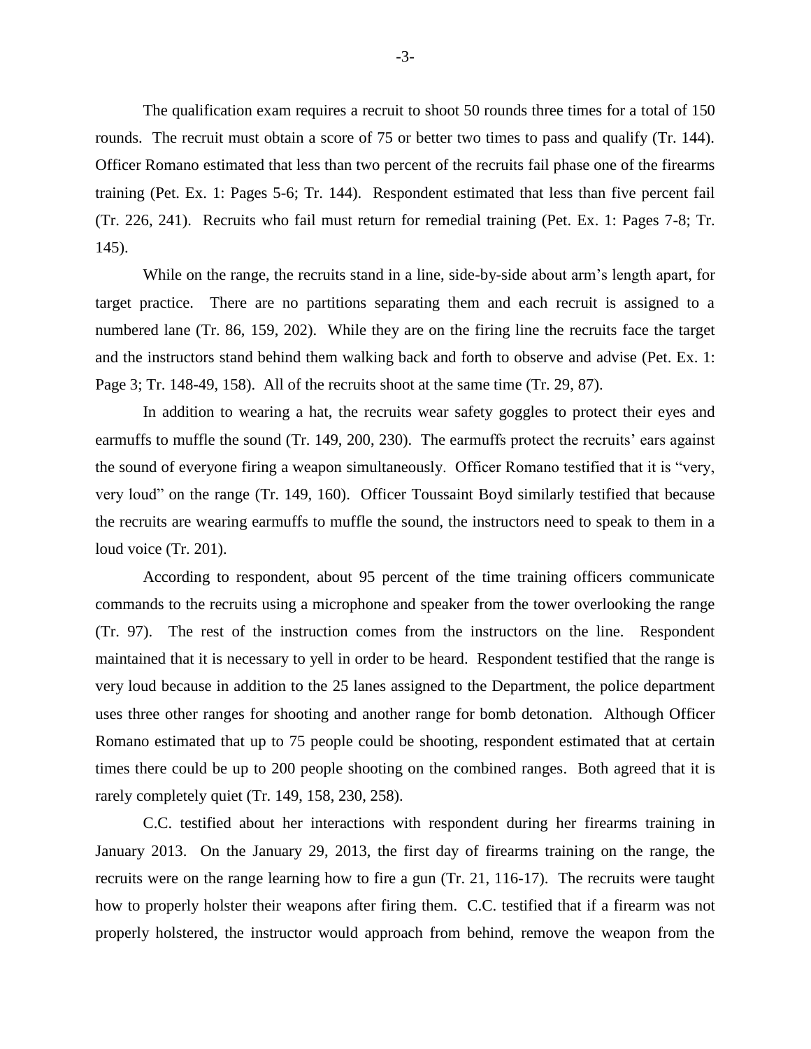The qualification exam requires a recruit to shoot 50 rounds three times for a total of 150 rounds. The recruit must obtain a score of 75 or better two times to pass and qualify (Tr. 144). Officer Romano estimated that less than two percent of the recruits fail phase one of the firearms training (Pet. Ex. 1: Pages 5-6; Tr. 144). Respondent estimated that less than five percent fail (Tr. 226, 241). Recruits who fail must return for remedial training (Pet. Ex. 1: Pages 7-8; Tr. 145).

While on the range, the recruits stand in a line, side-by-side about arm's length apart, for target practice. There are no partitions separating them and each recruit is assigned to a numbered lane (Tr. 86, 159, 202). While they are on the firing line the recruits face the target and the instructors stand behind them walking back and forth to observe and advise (Pet. Ex. 1: Page 3; Tr. 148-49, 158). All of the recruits shoot at the same time (Tr. 29, 87).

In addition to wearing a hat, the recruits wear safety goggles to protect their eyes and earmuffs to muffle the sound (Tr. 149, 200, 230). The earmuffs protect the recruits' ears against the sound of everyone firing a weapon simultaneously. Officer Romano testified that it is "very, very loud" on the range (Tr. 149, 160). Officer Toussaint Boyd similarly testified that because the recruits are wearing earmuffs to muffle the sound, the instructors need to speak to them in a loud voice (Tr. 201).

According to respondent, about 95 percent of the time training officers communicate commands to the recruits using a microphone and speaker from the tower overlooking the range (Tr. 97). The rest of the instruction comes from the instructors on the line. Respondent maintained that it is necessary to yell in order to be heard. Respondent testified that the range is very loud because in addition to the 25 lanes assigned to the Department, the police department uses three other ranges for shooting and another range for bomb detonation. Although Officer Romano estimated that up to 75 people could be shooting, respondent estimated that at certain times there could be up to 200 people shooting on the combined ranges. Both agreed that it is rarely completely quiet (Tr. 149, 158, 230, 258).

C.C. testified about her interactions with respondent during her firearms training in January 2013. On the January 29, 2013, the first day of firearms training on the range, the recruits were on the range learning how to fire a gun (Tr. 21, 116-17). The recruits were taught how to properly holster their weapons after firing them. C.C. testified that if a firearm was not properly holstered, the instructor would approach from behind, remove the weapon from the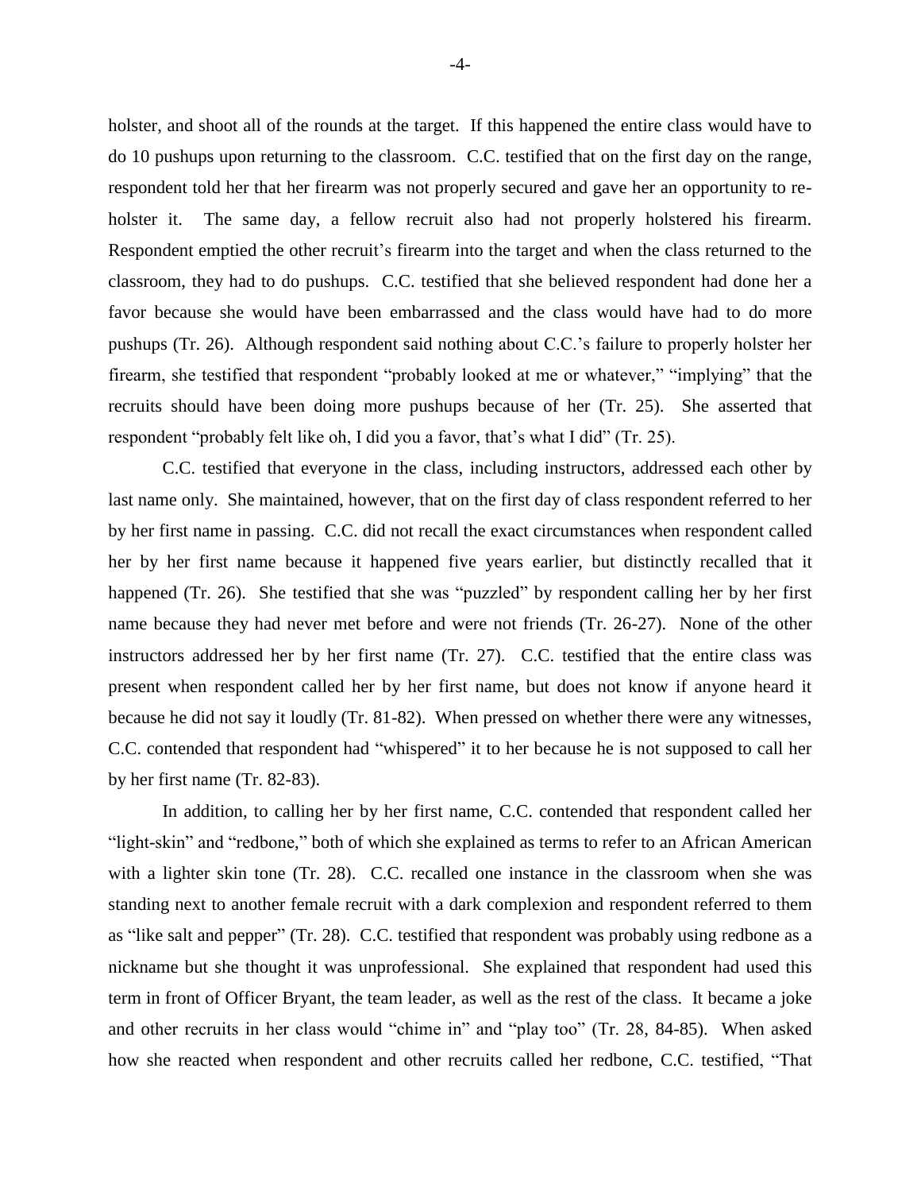holster, and shoot all of the rounds at the target. If this happened the entire class would have to do 10 pushups upon returning to the classroom. C.C. testified that on the first day on the range, respondent told her that her firearm was not properly secured and gave her an opportunity to re-holster it. The same day, a fellow recruit also had not properly holstered his firearm. Respondent emptied the other recruit's firearm into the target and when the class returned to the classroom, they had to do pushups. C.C. testified that she believed respondent had done her a favor because she would have been embarrassed and the class would have had to do more pushups (Tr. 26). Although respondent said nothing about C.C.'s failure to properly holster her firearm, she testified that respondent "probably looked at me or whatever," "implying" that the recruits should have been doing more pushups because of her (Tr. 25). She asserted that respondent "probably felt like oh, I did you a favor, that's what I did" (Tr. 25).

C.C. testified that everyone in the class, including instructors, addressed each other by last name only. She maintained, however, that on the first day of class respondent referred to her by her first name in passing. C.C. did not recall the exact circumstances when respondent called her by her first name because it happened five years earlier, but distinctly recalled that it happened (Tr. 26). She testified that she was "puzzled" by respondent calling her by her first name because they had never met before and were not friends (Tr. 26-27). None of the other instructors addressed her by her first name (Tr. 27). C.C. testified that the entire class was present when respondent called her by her first name, but does not know if anyone heard it because he did not say it loudly (Tr. 81-82). When pressed on whether there were any witnesses, C.C. contended that respondent had "whispered" it to her because he is not supposed to call her by her first name (Tr. 82-83).

In addition, to calling her by her first name, C.C. contended that respondent called her "light-skin" and "redbone," both of which she explained as terms to refer to an African American with a lighter skin tone (Tr. 28). C.C. recalled one instance in the classroom when she was standing next to another female recruit with a dark complexion and respondent referred to them as "like salt and pepper" (Tr. 28). C.C. testified that respondent was probably using redbone as a nickname but she thought it was unprofessional. She explained that respondent had used this term in front of Officer Bryant, the team leader, as well as the rest of the class. It became a joke and other recruits in her class would "chime in" and "play too" (Tr. 28, 84-85). When asked how she reacted when respondent and other recruits called her redbone, C.C. testified, "That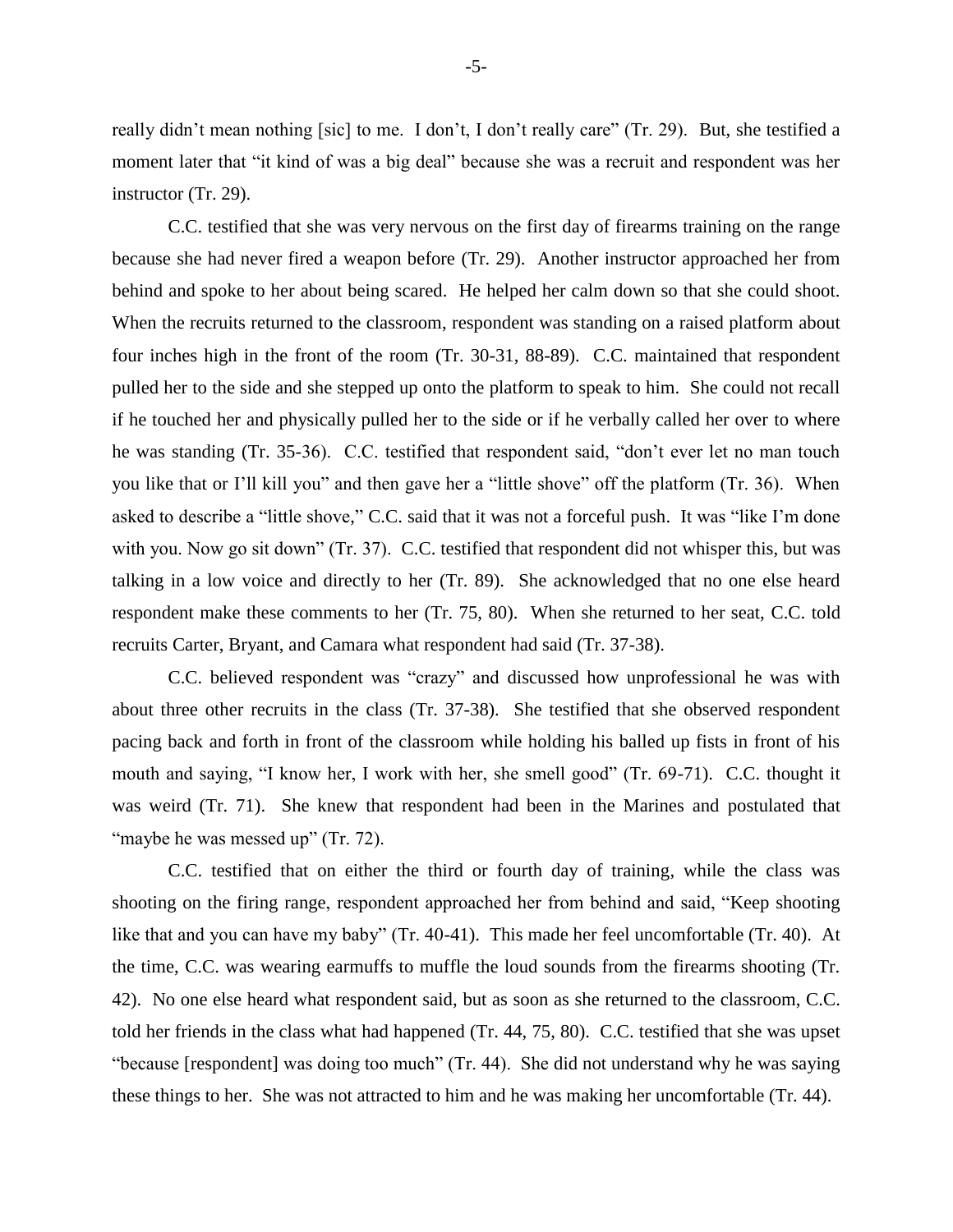really didn't mean nothing [sic] to me. I don't, I don't really care" (Tr. 29). But, she testified a moment later that "it kind of was a big deal" because she was a recruit and respondent was her instructor (Tr. 29).

C.C. testified that she was very nervous on the first day of firearms training on the range because she had never fired a weapon before (Tr. 29). Another instructor approached her from behind and spoke to her about being scared. He helped her calm down so that she could shoot. When the recruits returned to the classroom, respondent was standing on a raised platform about four inches high in the front of the room (Tr. 30-31, 88-89). C.C. maintained that respondent pulled her to the side and she stepped up onto the platform to speak to him. She could not recall if he touched her and physically pulled her to the side or if he verbally called her over to where he was standing (Tr. 35-36). C.C. testified that respondent said, "don't ever let no man touch you like that or I'll kill you" and then gave her a "little shove" off the platform (Tr. 36). When asked to describe a "little shove," C.C. said that it was not a forceful push. It was "like I'm done with you. Now go sit down" (Tr. 37). C.C. testified that respondent did not whisper this, but was talking in a low voice and directly to her (Tr. 89). She acknowledged that no one else heard respondent make these comments to her (Tr. 75, 80). When she returned to her seat, C.C. told recruits Carter, Bryant, and Camara what respondent had said (Tr. 37-38).

C.C. believed respondent was "crazy" and discussed how unprofessional he was with about three other recruits in the class (Tr. 37-38). She testified that she observed respondent pacing back and forth in front of the classroom while holding his balled up fists in front of his mouth and saying, "I know her, I work with her, she smell good" (Tr. 69-71). C.C. thought it was weird (Tr. 71). She knew that respondent had been in the Marines and postulated that "maybe he was messed up" (Tr. 72).

C.C. testified that on either the third or fourth day of training, while the class was shooting on the firing range, respondent approached her from behind and said, "Keep shooting like that and you can have my baby" (Tr. 40-41). This made her feel uncomfortable (Tr. 40). At the time, C.C. was wearing earmuffs to muffle the loud sounds from the firearms shooting (Tr. 42). No one else heard what respondent said, but as soon as she returned to the classroom, C.C. told her friends in the class what had happened (Tr. 44, 75, 80). C.C. testified that she was upset "because [respondent] was doing too much" (Tr. 44). She did not understand why he was saying these things to her. She was not attracted to him and he was making her uncomfortable (Tr. 44).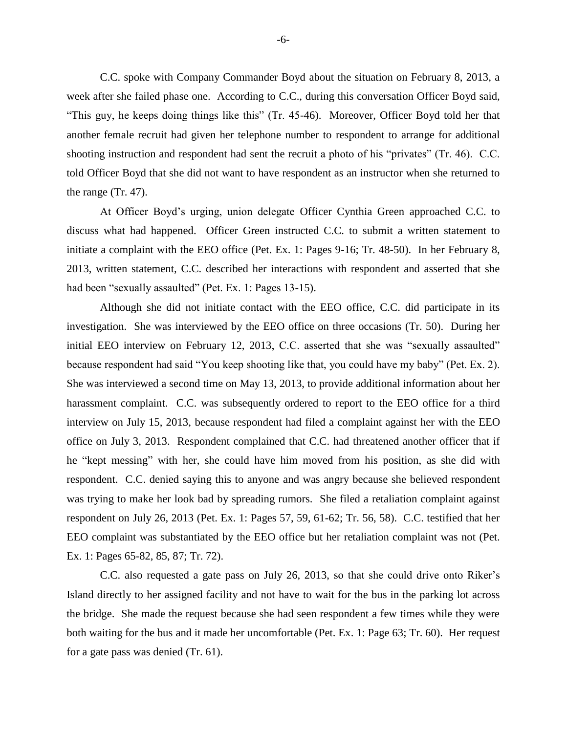C.C. spoke with Company Commander Boyd about the situation on February 8, 2013, a week after she failed phase one. According to C.C., during this conversation Officer Boyd said, "This guy, he keeps doing things like this" (Tr. 45-46). Moreover, Officer Boyd told her that another female recruit had given her telephone number to respondent to arrange for additional shooting instruction and respondent had sent the recruit a photo of his "privates" (Tr. 46). C.C. told Officer Boyd that she did not want to have respondent as an instructor when she returned to the range (Tr. 47).

At Officer Boyd's urging, union delegate Officer Cynthia Green approached C.C. to discuss what had happened. Officer Green instructed C.C. to submit a written statement to initiate a complaint with the EEO office (Pet. Ex. 1: Pages 9-16; Tr. 48-50). In her February 8, 2013, written statement, C.C. described her interactions with respondent and asserted that she had been "sexually assaulted" (Pet. Ex. 1: Pages 13-15).

Although she did not initiate contact with the EEO office, C.C. did participate in its investigation. She was interviewed by the EEO office on three occasions (Tr. 50). During her initial EEO interview on February 12, 2013, C.C. asserted that she was "sexually assaulted" because respondent had said "You keep shooting like that, you could have my baby" (Pet. Ex. 2). She was interviewed a second time on May 13, 2013, to provide additional information about her harassment complaint. C.C. was subsequently ordered to report to the EEO office for a third interview on July 15, 2013, because respondent had filed a complaint against her with the EEO office on July 3, 2013. Respondent complained that C.C. had threatened another officer that if he "kept messing" with her, she could have him moved from his position, as she did with respondent. C.C. denied saying this to anyone and was angry because she believed respondent was trying to make her look bad by spreading rumors. She filed a retaliation complaint against respondent on July 26, 2013 (Pet. Ex. 1: Pages 57, 59, 61-62; Tr. 56, 58). C.C. testified that her EEO complaint was substantiated by the EEO office but her retaliation complaint was not (Pet. Ex. 1: Pages 65-82, 85, 87; Tr. 72).

C.C. also requested a gate pass on July 26, 2013, so that she could drive onto Riker's Island directly to her assigned facility and not have to wait for the bus in the parking lot across the bridge. She made the request because she had seen respondent a few times while they were both waiting for the bus and it made her uncomfortable (Pet. Ex. 1: Page 63; Tr. 60). Her request for a gate pass was denied (Tr. 61).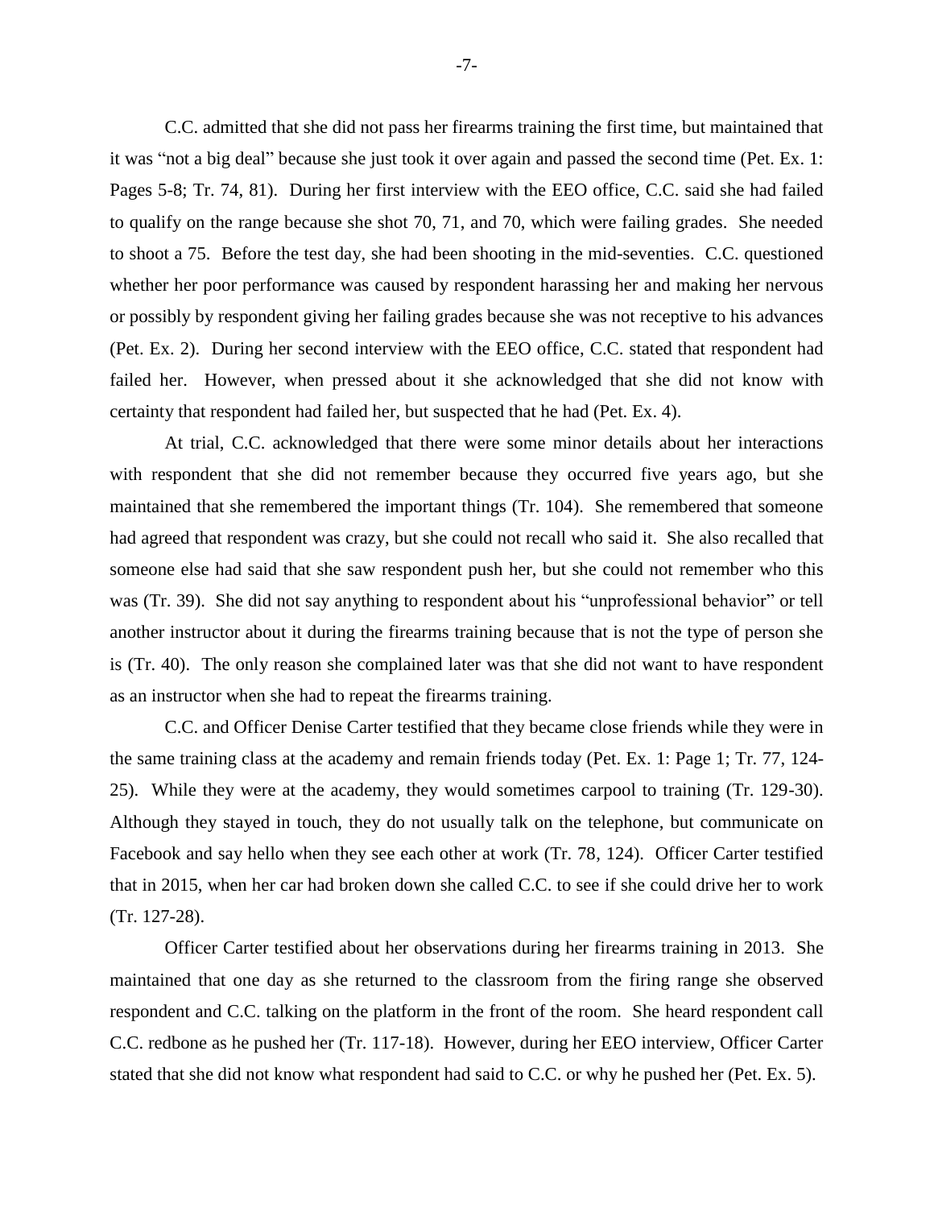C.C. admitted that she did not pass her firearms training the first time, but maintained that it was "not a big deal" because she just took it over again and passed the second time (Pet. Ex. 1: Pages 5-8; Tr. 74, 81). During her first interview with the EEO office, C.C. said she had failed to qualify on the range because she shot 70, 71, and 70, which were failing grades. She needed to shoot a 75. Before the test day, she had been shooting in the mid-seventies. C.C. questioned whether her poor performance was caused by respondent harassing her and making her nervous or possibly by respondent giving her failing grades because she was not receptive to his advances (Pet. Ex. 2). During her second interview with the EEO office, C.C. stated that respondent had failed her. However, when pressed about it she acknowledged that she did not know with certainty that respondent had failed her, but suspected that he had (Pet. Ex. 4).

At trial, C.C. acknowledged that there were some minor details about her interactions with respondent that she did not remember because they occurred five years ago, but she maintained that she remembered the important things (Tr. 104). She remembered that someone had agreed that respondent was crazy, but she could not recall who said it. She also recalled that someone else had said that she saw respondent push her, but she could not remember who this was (Tr. 39). She did not say anything to respondent about his "unprofessional behavior" or tell another instructor about it during the firearms training because that is not the type of person she is (Tr. 40). The only reason she complained later was that she did not want to have respondent as an instructor when she had to repeat the firearms training.

C.C. and Officer Denise Carter testified that they became close friends while they were in the same training class at the academy and remain friends today (Pet. Ex. 1: Page 1; Tr. 77, 124-25). While they were at the academy, they would sometimes carpool to training (Tr. 129-30). Although they stayed in touch, they do not usually talk on the telephone, but communicate on Facebook and say hello when they see each other at work (Tr. 78, 124). Officer Carter testified that in 2015, when her car had broken down she called C.C. to see if she could drive her to work (Tr. 127-28).

Officer Carter testified about her observations during her firearms training in 2013. She maintained that one day as she returned to the classroom from the firing range she observed respondent and C.C. talking on the platform in the front of the room. She heard respondent call C.C. redbone as he pushed her (Tr. 117-18). However, during her EEO interview, Officer Carter stated that she did not know what respondent had said to C.C. or why he pushed her (Pet. Ex. 5).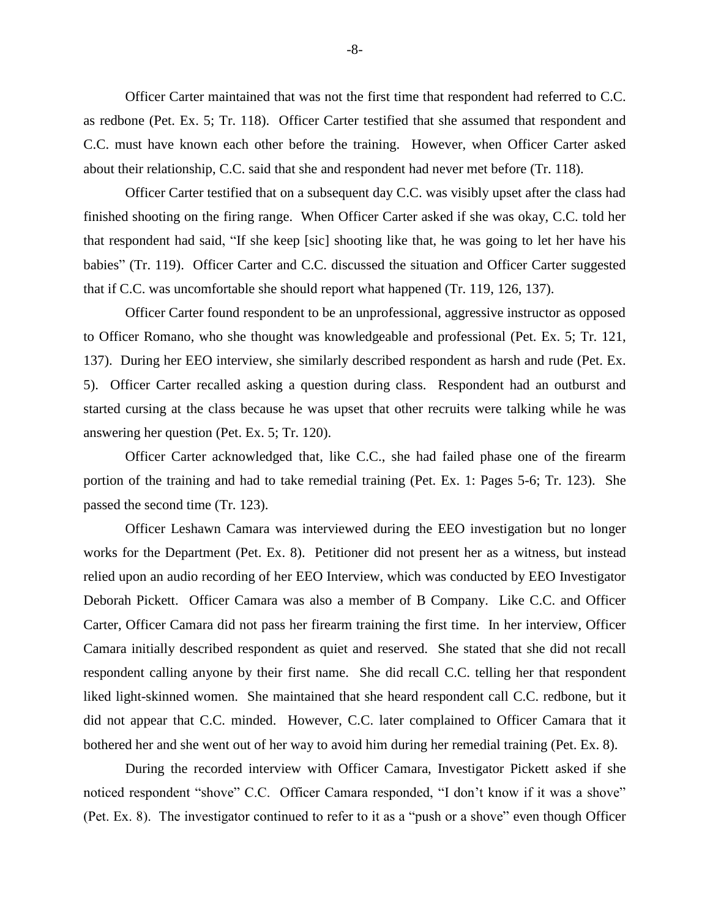Officer Carter maintained that was not the first time that respondent had referred to C.C. as redbone (Pet. Ex. 5; Tr. 118). Officer Carter testified that she assumed that respondent and C.C. must have known each other before the training. However, when Officer Carter asked about their relationship, C.C. said that she and respondent had never met before (Tr. 118).

Officer Carter testified that on a subsequent day C.C. was visibly upset after the class had finished shooting on the firing range. When Officer Carter asked if she was okay, C.C. told her that respondent had said, "If she keep [sic] shooting like that, he was going to let her have his babies" (Tr. 119). Officer Carter and C.C. discussed the situation and Officer Carter suggested that if C.C. was uncomfortable she should report what happened (Tr. 119, 126, 137).

Officer Carter found respondent to be an unprofessional, aggressive instructor as opposed to Officer Romano, who she thought was knowledgeable and professional (Pet. Ex. 5; Tr. 121, 137). During her EEO interview, she similarly described respondent as harsh and rude (Pet. Ex. 5). Officer Carter recalled asking a question during class. Respondent had an outburst and started cursing at the class because he was upset that other recruits were talking while he was answering her question (Pet. Ex. 5; Tr. 120).

Officer Carter acknowledged that, like C.C., she had failed phase one of the firearm portion of the training and had to take remedial training (Pet. Ex. 1: Pages 5-6; Tr. 123). She passed the second time (Tr. 123).

Officer Leshawn Camara was interviewed during the EEO investigation but no longer works for the Department (Pet. Ex. 8). Petitioner did not present her as a witness, but instead relied upon an audio recording of her EEO Interview, which was conducted by EEO Investigator Deborah Pickett. Officer Camara was also a member of B Company. Like C.C. and Officer Carter, Officer Camara did not pass her firearm training the first time. In her interview, Officer Camara initially described respondent as quiet and reserved. She stated that she did not recall respondent calling anyone by their first name. She did recall C.C. telling her that respondent liked light-skinned women. She maintained that she heard respondent call C.C. redbone, but it did not appear that C.C. minded. However, C.C. later complained to Officer Camara that it bothered her and she went out of her way to avoid him during her remedial training (Pet. Ex. 8).

During the recorded interview with Officer Camara, Investigator Pickett asked if she noticed respondent "shove" C.C. Officer Camara responded, "I don't know if it was a shove" (Pet. Ex. 8). The investigator continued to refer to it as a "push or a shove" even though Officer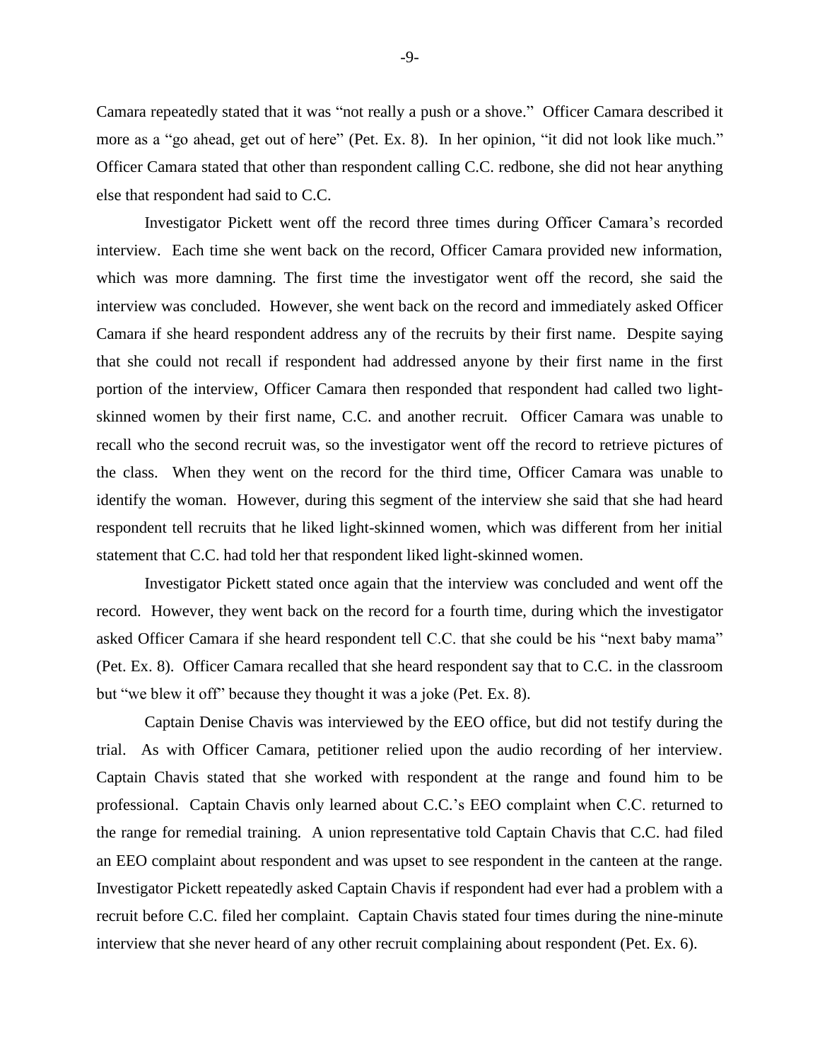Camara repeatedly stated that it was "not really a push or a shove." Officer Camara described it more as a "go ahead, get out of here" (Pet. Ex. 8). In her opinion, "it did not look like much." Officer Camara stated that other than respondent calling C.C. redbone, she did not hear anything else that respondent had said to C.C.

Investigator Pickett went off the record three times during Officer Camara's recorded interview. Each time she went back on the record, Officer Camara provided new information, which was more damning. The first time the investigator went off the record, she said the interview was concluded. However, she went back on the record and immediately asked Officer Camara if she heard respondent address any of the recruits by their first name. Despite saying that she could not recall if respondent had addressed anyone by their first name in the first portion of the interview, Officer Camara then responded that respondent had called two light-skinned women by their first name, C.C. and another recruit. Officer Camara was unable to recall who the second recruit was, so the investigator went off the record to retrieve pictures of the class. When they went on the record for the third time, Officer Camara was unable to identify the woman. However, during this segment of the interview she said that she had heard respondent tell recruits that he liked light-skinned women, which was different from her initial statement that C.C. had told her that respondent liked light-skinned women.

Investigator Pickett stated once again that the interview was concluded and went off the record. However, they went back on the record for a fourth time, during which the investigator asked Officer Camara if she heard respondent tell C.C. that she could be his "next baby mama" (Pet. Ex. 8). Officer Camara recalled that she heard respondent say that to C.C. in the classroom but "we blew it off" because they thought it was a joke (Pet. Ex. 8).

Captain Denise Chavis was interviewed by the EEO office, but did not testify during the trial. As with Officer Camara, petitioner relied upon the audio recording of her interview. Captain Chavis stated that she worked with respondent at the range and found him to be professional. Captain Chavis only learned about C.C.'s EEO complaint when C.C. returned to the range for remedial training. A union representative told Captain Chavis that C.C. had filed an EEO complaint about respondent and was upset to see respondent in the canteen at the range. Investigator Pickett repeatedly asked Captain Chavis if respondent had ever had a problem with a recruit before C.C. filed her complaint. Captain Chavis stated four times during the nine-minute interview that she never heard of any other recruit complaining about respondent (Pet. Ex. 6).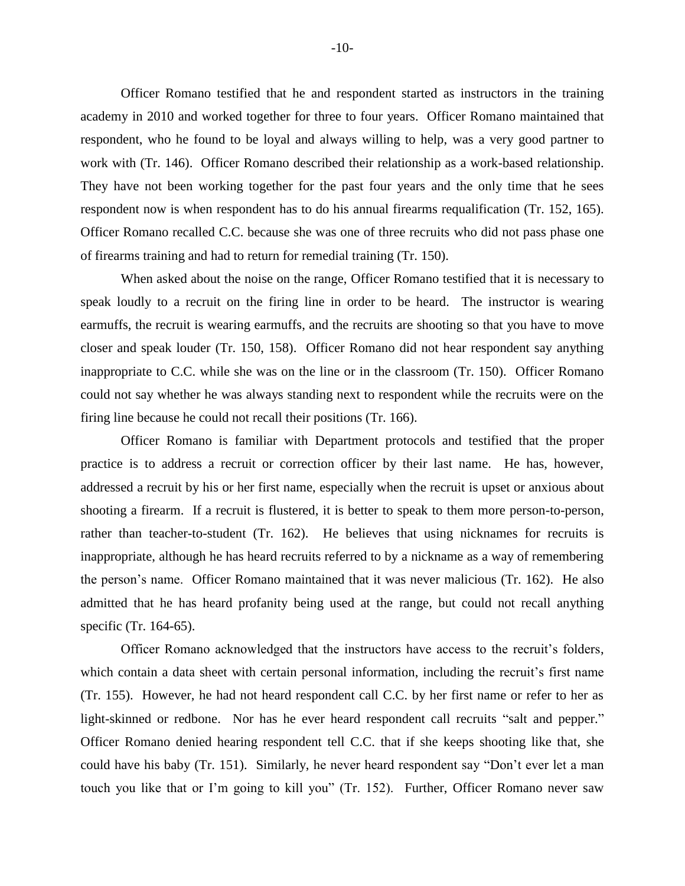Officer Romano testified that he and respondent started as instructors in the training academy in 2010 and worked together for three to four years. Officer Romano maintained that respondent, who he found to be loyal and always willing to help, was a very good partner to work with (Tr. 146). Officer Romano described their relationship as a work-based relationship. They have not been working together for the past four years and the only time that he sees respondent now is when respondent has to do his annual firearms requalification (Tr. 152, 165). Officer Romano recalled C.C. because she was one of three recruits who did not pass phase one of firearms training and had to return for remedial training (Tr. 150).

When asked about the noise on the range, Officer Romano testified that it is necessary to speak loudly to a recruit on the firing line in order to be heard. The instructor is wearing earmuffs, the recruit is wearing earmuffs, and the recruits are shooting so that you have to move closer and speak louder (Tr. 150, 158). Officer Romano did not hear respondent say anything inappropriate to C.C. while she was on the line or in the classroom (Tr. 150). Officer Romano could not say whether he was always standing next to respondent while the recruits were on the firing line because he could not recall their positions (Tr. 166).

Officer Romano is familiar with Department protocols and testified that the proper practice is to address a recruit or correction officer by their last name. He has, however, addressed a recruit by his or her first name, especially when the recruit is upset or anxious about shooting a firearm. If a recruit is flustered, it is better to speak to them more person-to-person, rather than teacher-to-student (Tr. 162). He believes that using nicknames for recruits is inappropriate, although he has heard recruits referred to by a nickname as a way of remembering the person's name. Officer Romano maintained that it was never malicious (Tr. 162). He also admitted that he has heard profanity being used at the range, but could not recall anything specific (Tr. 164-65).

Officer Romano acknowledged that the instructors have access to the recruit's folders, which contain a data sheet with certain personal information, including the recruit's first name (Tr. 155). However, he had not heard respondent call C.C. by her first name or refer to her as light-skinned or redbone. Nor has he ever heard respondent call recruits "salt and pepper." Officer Romano denied hearing respondent tell C.C. that if she keeps shooting like that, she could have his baby (Tr. 151). Similarly, he never heard respondent say "Don't ever let a man touch you like that or I'm going to kill you" (Tr. 152). Further, Officer Romano never saw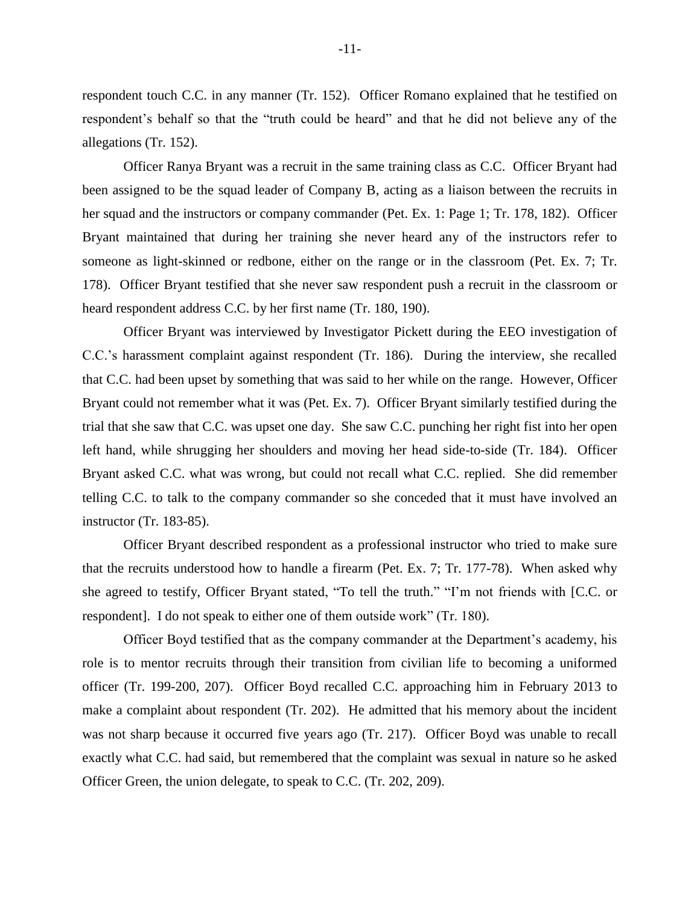respondent touch C.C. in any manner (Tr. 152). Officer Romano explained that he testified on respondent's behalf so that the "truth could be heard" and that he did not believe any of the allegations (Tr. 152).

Officer Ranya Bryant was a recruit in the same training class as C.C. Officer Bryant had been assigned to be the squad leader of Company B, acting as a liaison between the recruits in her squad and the instructors or company commander (Pet. Ex. 1: Page 1; Tr. 178, 182). Officer Bryant maintained that during her training she never heard any of the instructors refer to someone as light-skinned or redbone, either on the range or in the classroom (Pet. Ex. 7; Tr. 178). Officer Bryant testified that she never saw respondent push a recruit in the classroom or heard respondent address C.C. by her first name (Tr. 180, 190).

Officer Bryant was interviewed by Investigator Pickett during the EEO investigation of C.C.'s harassment complaint against respondent (Tr. 186). During the interview, she recalled that C.C. had been upset by something that was said to her while on the range. However, Officer Bryant could not remember what it was (Pet. Ex. 7). Officer Bryant similarly testified during the trial that she saw that C.C. was upset one day. She saw C.C. punching her right fist into her open left hand, while shrugging her shoulders and moving her head side-to-side (Tr. 184). Officer Bryant asked C.C. what was wrong, but could not recall what C.C. replied. She did remember telling C.C. to talk to the company commander so she conceded that it must have involved an instructor (Tr. 183-85).

Officer Bryant described respondent as a professional instructor who tried to make sure that the recruits understood how to handle a firearm (Pet. Ex. 7; Tr. 177-78). When asked why she agreed to testify, Officer Bryant stated, "To tell the truth." "I'm not friends with [C.C. or respondent]. I do not speak to either one of them outside work" (Tr. 180).

Officer Boyd testified that as the company commander at the Department's academy, his role is to mentor recruits through their transition from civilian life to becoming a uniformed officer (Tr. 199-200, 207). Officer Boyd recalled C.C. approaching him in February 2013 to make a complaint about respondent (Tr. 202). He admitted that his memory about the incident was not sharp because it occurred five years ago (Tr. 217). Officer Boyd was unable to recall exactly what C.C. had said, but remembered that the complaint was sexual in nature so he asked Officer Green, the union delegate, to speak to C.C. (Tr. 202, 209).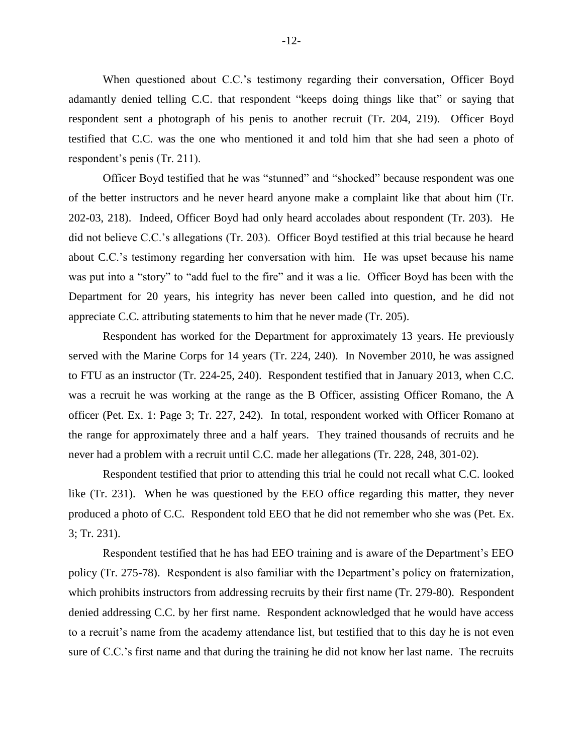When questioned about C.C.'s testimony regarding their conversation, Officer Boyd adamantly denied telling C.C. that respondent "keeps doing things like that" or saying that respondent sent a photograph of his penis to another recruit (Tr. 204, 219). Officer Boyd testified that C.C. was the one who mentioned it and told him that she had seen a photo of respondent's penis (Tr. 211).

Officer Boyd testified that he was "stunned" and "shocked" because respondent was one of the better instructors and he never heard anyone make a complaint like that about him (Tr. 202-03, 218). Indeed, Officer Boyd had only heard accolades about respondent (Tr. 203). He did not believe C.C.'s allegations (Tr. 203). Officer Boyd testified at this trial because he heard about C.C.'s testimony regarding her conversation with him. He was upset because his name was put into a "story" to "add fuel to the fire" and it was a lie. Officer Boyd has been with the Department for 20 years, his integrity has never been called into question, and he did not appreciate C.C. attributing statements to him that he never made (Tr. 205).

Respondent has worked for the Department for approximately 13 years. He previously served with the Marine Corps for 14 years (Tr. 224, 240). In November 2010, he was assigned to FTU as an instructor (Tr. 224-25, 240). Respondent testified that in January 2013, when C.C. was a recruit he was working at the range as the B Officer, assisting Officer Romano, the A officer (Pet. Ex. 1: Page 3; Tr. 227, 242). In total, respondent worked with Officer Romano at the range for approximately three and a half years. They trained thousands of recruits and he never had a problem with a recruit until C.C. made her allegations (Tr. 228, 248, 301-02).

Respondent testified that prior to attending this trial he could not recall what C.C. looked like (Tr. 231). When he was questioned by the EEO office regarding this matter, they never produced a photo of C.C. Respondent told EEO that he did not remember who she was (Pet. Ex. 3; Tr. 231).

Respondent testified that he has had EEO training and is aware of the Department's EEO policy (Tr. 275-78). Respondent is also familiar with the Department's policy on fraternization, which prohibits instructors from addressing recruits by their first name (Tr. 279-80). Respondent denied addressing C.C. by her first name. Respondent acknowledged that he would have access to a recruit's name from the academy attendance list, but testified that to this day he is not even sure of C.C.'s first name and that during the training he did not know her last name. The recruits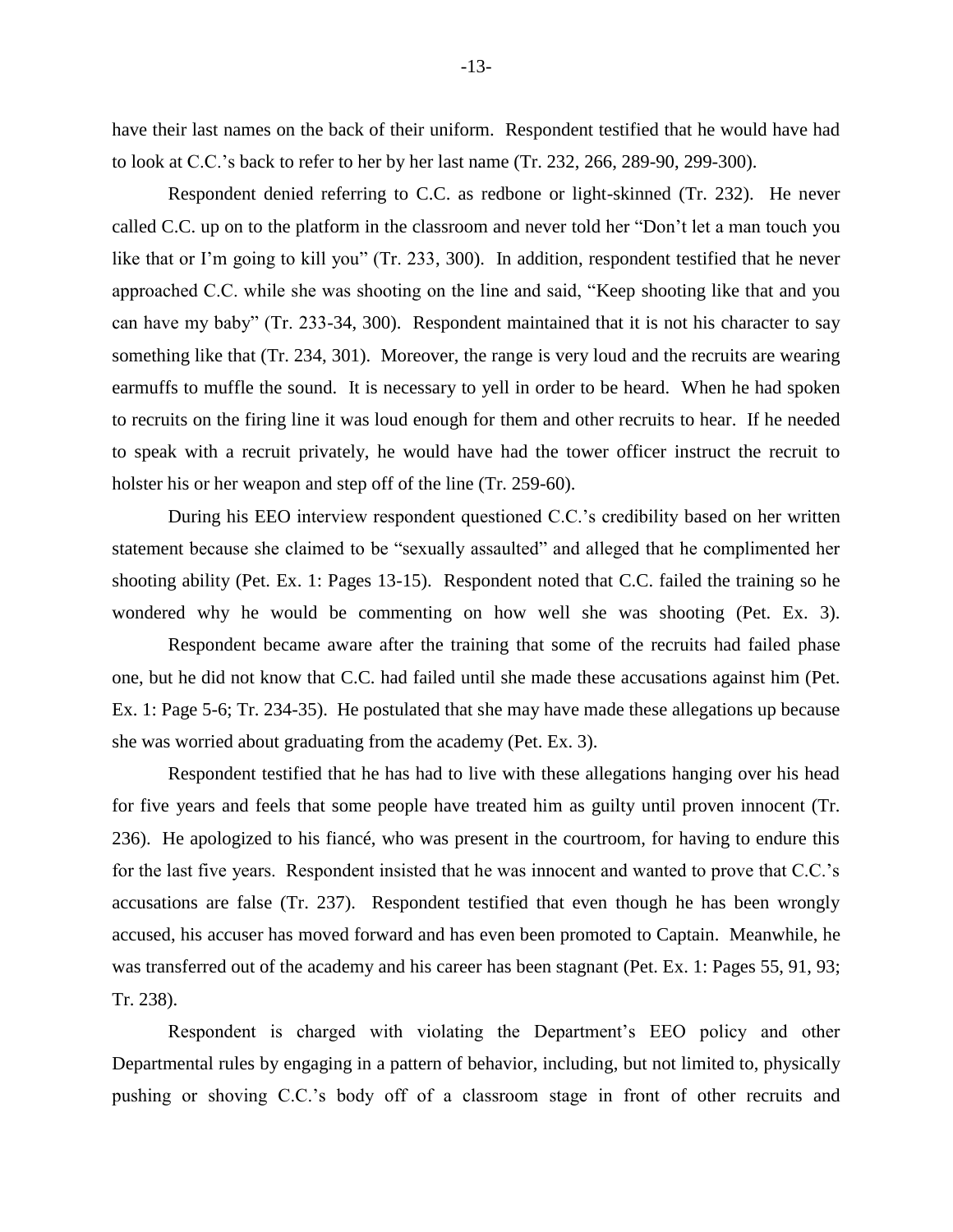have their last names on the back of their uniform. Respondent testified that he would have had to look at C.C.'s back to refer to her by her last name (Tr. 232, 266, 289-90, 299-300).

Respondent denied referring to C.C. as redbone or light-skinned (Tr. 232). He never called C.C. up on to the platform in the classroom and never told her "Don't let a man touch you like that or I'm going to kill you" (Tr. 233, 300). In addition, respondent testified that he never approached C.C. while she was shooting on the line and said, "Keep shooting like that and you can have my baby" (Tr. 233-34, 300). Respondent maintained that it is not his character to say something like that (Tr. 234, 301). Moreover, the range is very loud and the recruits are wearing earmuffs to muffle the sound. It is necessary to yell in order to be heard. When he had spoken to recruits on the firing line it was loud enough for them and other recruits to hear. If he needed to speak with a recruit privately, he would have had the tower officer instruct the recruit to holster his or her weapon and step off of the line (Tr. 259-60).

During his EEO interview respondent questioned C.C.'s credibility based on her written statement because she claimed to be "sexually assaulted" and alleged that he complimented her shooting ability (Pet. Ex. 1: Pages 13-15). Respondent noted that C.C. failed the training so he wondered why he would be commenting on how well she was shooting (Pet. Ex. 3).

Respondent became aware after the training that some of the recruits had failed phase one, but he did not know that C.C. had failed until she made these accusations against him (Pet. Ex. 1: Page 5-6; Tr. 234-35). He postulated that she may have made these allegations up because she was worried about graduating from the academy (Pet. Ex. 3).

Respondent testified that he has had to live with these allegations hanging over his head for five years and feels that some people have treated him as guilty until proven innocent (Tr. 236). He apologized to his fiancé, who was present in the courtroom, for having to endure this for the last five years. Respondent insisted that he was innocent and wanted to prove that C.C.'s accusations are false (Tr. 237). Respondent testified that even though he has been wrongly accused, his accuser has moved forward and has even been promoted to Captain. Meanwhile, he was transferred out of the academy and his career has been stagnant (Pet. Ex. 1: Pages 55, 91, 93; Tr. 238).

Respondent is charged with violating the Department's EEO policy and other Departmental rules by engaging in a pattern of behavior, including, but not limited to, physically pushing or shoving C.C.'s body off of a classroom stage in front of other recruits and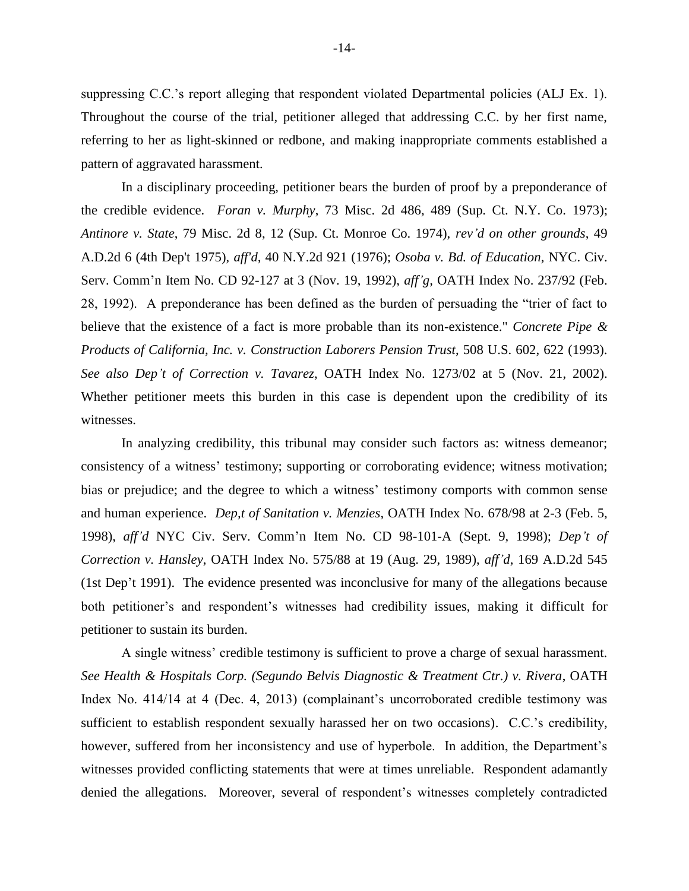suppressing C.C.'s report alleging that respondent violated Departmental policies (ALJ Ex. 1). Throughout the course of the trial, petitioner alleged that addressing C.C. by her first name, referring to her as light-skinned or redbone, and making inappropriate comments established a pattern of aggravated harassment.

In a disciplinary proceeding, petitioner bears the burden of proof by a preponderance of the credible evidence. *Foran v. Murphy*, 73 Misc. 2d 486, 489 (Sup. Ct. N.Y. Co. 1973); *Antinore v. State*, 79 Misc. 2d 8, 12 (Sup. Ct. Monroe Co. 1974), *rev'd on other grounds*, 49 A.D.2d 6 (4th Dep't 1975), *aff'd*, 40 N.Y.2d 921 (1976); *Osoba v. Bd. of Education*, NYC. Civ. Serv. Comm'n Item No. CD 92-127 at 3 (Nov. 19, 1992), *aff'g*, OATH Index No. 237/92 (Feb. 28, 1992). A preponderance has been defined as the burden of persuading the "trier of fact to believe that the existence of a fact is more probable than its non-existence." *Concrete Pipe & Products of California, Inc. v. Construction Laborers Pension Trust*, 508 U.S. 602, 622 (1993). *See also Dep't of Correction v. Tavarez*, OATH Index No. 1273/02 at 5 (Nov. 21, 2002). Whether petitioner meets this burden in this case is dependent upon the credibility of its witnesses.

In analyzing credibility, this tribunal may consider such factors as: witness demeanor; consistency of a witness' testimony; supporting or corroborating evidence; witness motivation; bias or prejudice; and the degree to which a witness' testimony comports with common sense and human experience. *Dep,t of Sanitation v. Menzies*, OATH Index No. 678/98 at 2-3 (Feb. 5, 1998), *aff'd* NYC Civ. Serv. Comm'n Item No. CD 98-101-A (Sept. 9, 1998); *Dep't of Correction v. Hansley*, OATH Index No. 575/88 at 19 (Aug. 29, 1989), *aff'd*, 169 A.D.2d 545 (1st Dep't 1991). The evidence presented was inconclusive for many of the allegations because both petitioner's and respondent's witnesses had credibility issues, making it difficult for petitioner to sustain its burden.

A single witness' credible testimony is sufficient to prove a charge of sexual harassment. *See Health & Hospitals Corp. (Segundo Belvis Diagnostic & Treatment Ctr.) v. Rivera*, OATH Index No. 414/14 at 4 (Dec. 4, 2013) (complainant's uncorroborated credible testimony was sufficient to establish respondent sexually harassed her on two occasions). C.C.'s credibility, however, suffered from her inconsistency and use of hyperbole. In addition, the Department's witnesses provided conflicting statements that were at times unreliable. Respondent adamantly denied the allegations. Moreover, several of respondent's witnesses completely contradicted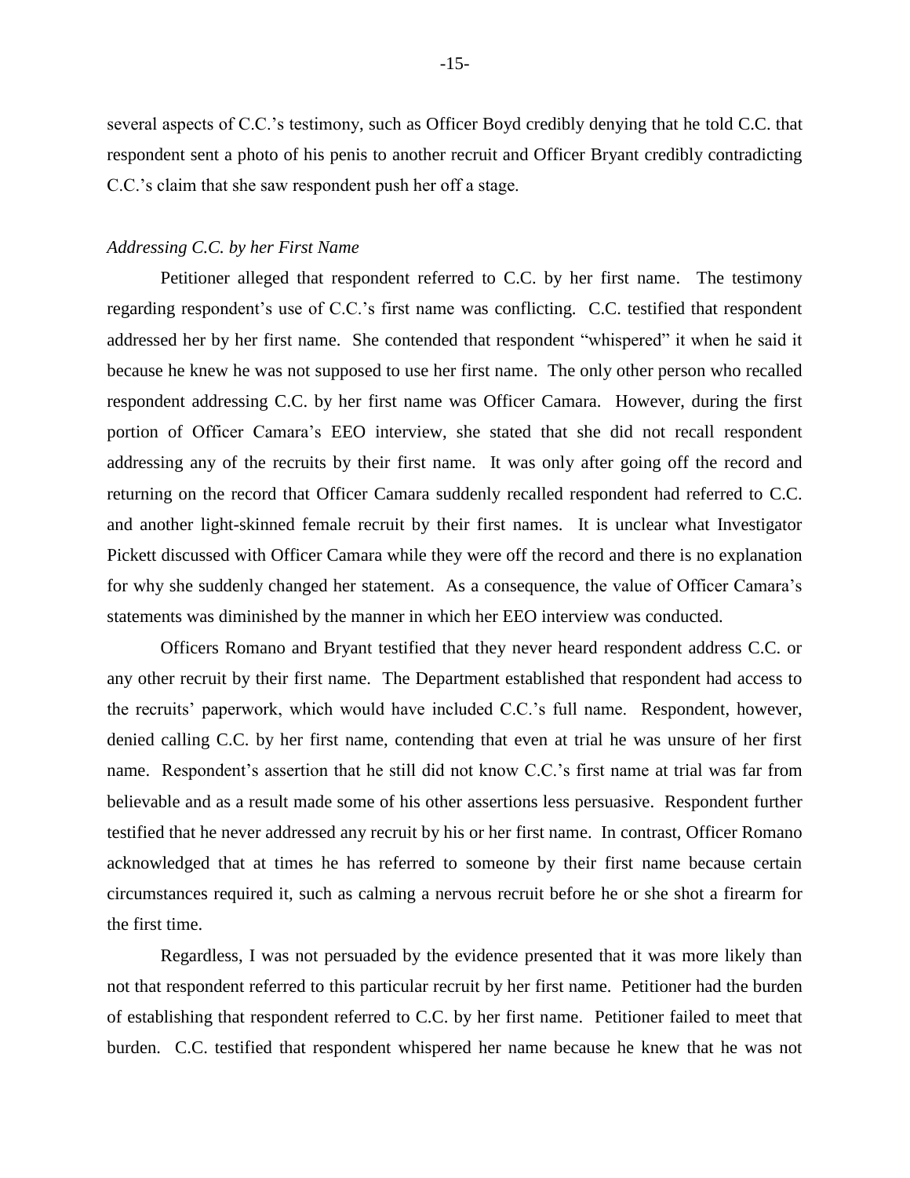several aspects of C.C.'s testimony, such as Officer Boyd credibly denying that he told C.C. that respondent sent a photo of his penis to another recruit and Officer Bryant credibly contradicting C.C.'s claim that she saw respondent push her off a stage.

*Addressing C.C. by her First Name*

Petitioner alleged that respondent referred to C.C. by her first name. The testimony regarding respondent's use of C.C.'s first name was conflicting. C.C. testified that respondent addressed her by her first name. She contended that respondent "whispered" it when he said it because he knew he was not supposed to use her first name. The only other person who recalled respondent addressing C.C. by her first name was Officer Camara. However, during the first portion of Officer Camara's EEO interview, she stated that she did not recall respondent addressing any of the recruits by their first name. It was only after going off the record and returning on the record that Officer Camara suddenly recalled respondent had referred to C.C. and another light-skinned female recruit by their first names. It is unclear what Investigator Pickett discussed with Officer Camara while they were off the record and there is no explanation for why she suddenly changed her statement. As a consequence, the value of Officer Camara's statements was diminished by the manner in which her EEO interview was conducted.

Officers Romano and Bryant testified that they never heard respondent address C.C. or any other recruit by their first name. The Department established that respondent had access to the recruits' paperwork, which would have included C.C.'s full name. Respondent, however, denied calling C.C. by her first name, contending that even at trial he was unsure of her first name. Respondent's assertion that he still did not know C.C.'s first name at trial was far from believable and as a result made some of his other assertions less persuasive. Respondent further testified that he never addressed any recruit by his or her first name. In contrast, Officer Romano acknowledged that at times he has referred to someone by their first name because certain circumstances required it, such as calming a nervous recruit before he or she shot a firearm for the first time.

Regardless, I was not persuaded by the evidence presented that it was more likely than not that respondent referred to this particular recruit by her first name. Petitioner had the burden of establishing that respondent referred to C.C. by her first name. Petitioner failed to meet that burden. C.C. testified that respondent whispered her name because he knew that he was not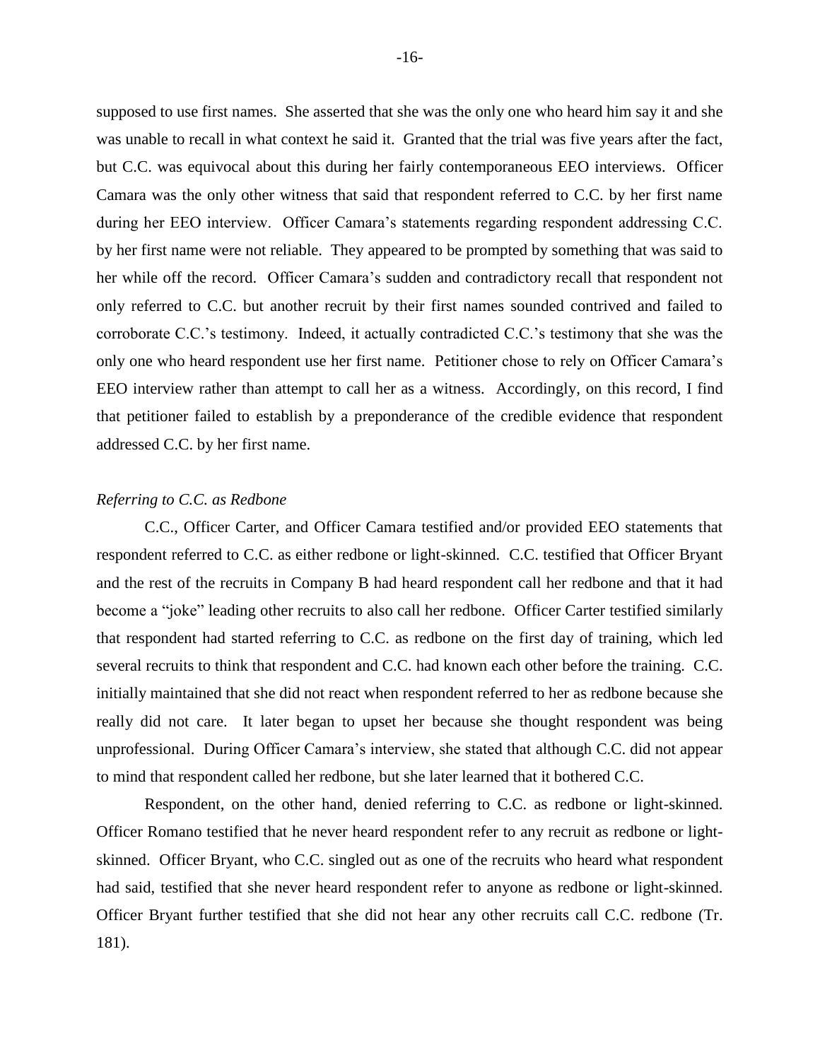supposed to use first names. She asserted that she was the only one who heard him say it and she was unable to recall in what context he said it. Granted that the trial was five years after the fact, but C.C. was equivocal about this during her fairly contemporaneous EEO interviews. Officer Camara was the only other witness that said that respondent referred to C.C. by her first name during her EEO interview. Officer Camara's statements regarding respondent addressing C.C. by her first name were not reliable. They appeared to be prompted by something that was said to her while off the record. Officer Camara's sudden and contradictory recall that respondent not only referred to C.C. but another recruit by their first names sounded contrived and failed to corroborate C.C.'s testimony. Indeed, it actually contradicted C.C.'s testimony that she was the only one who heard respondent use her first name. Petitioner chose to rely on Officer Camara's EEO interview rather than attempt to call her as a witness. Accordingly, on this record, I find that petitioner failed to establish by a preponderance of the credible evidence that respondent addressed C.C. by her first name.

*Referring to C.C. as Redbone*

C.C., Officer Carter, and Officer Camara testified and/or provided EEO statements that respondent referred to C.C. as either redbone or light-skinned. C.C. testified that Officer Bryant and the rest of the recruits in Company B had heard respondent call her redbone and that it had become a "joke" leading other recruits to also call her redbone. Officer Carter testified similarly that respondent had started referring to C.C. as redbone on the first day of training, which led several recruits to think that respondent and C.C. had known each other before the training. C.C. initially maintained that she did not react when respondent referred to her as redbone because she really did not care. It later began to upset her because she thought respondent was being unprofessional. During Officer Camara's interview, she stated that although C.C. did not appear to mind that respondent called her redbone, but she later learned that it bothered C.C.

Respondent, on the other hand, denied referring to C.C. as redbone or light-skinned. Officer Romano testified that he never heard respondent refer to any recruit as redbone or light-skinned. Officer Bryant, who C.C. singled out as one of the recruits who heard what respondent had said, testified that she never heard respondent refer to anyone as redbone or light-skinned. Officer Bryant further testified that she did not hear any other recruits call C.C. redbone (Tr. 181).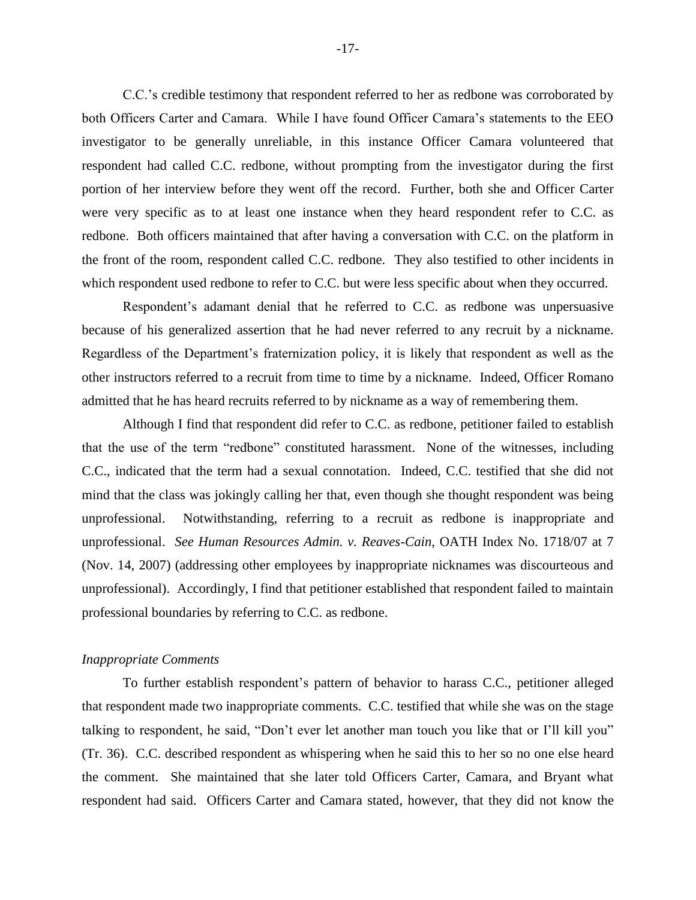C.C.'s credible testimony that respondent referred to her as redbone was corroborated by both Officers Carter and Camara. While I have found Officer Camara's statements to the EEO investigator to be generally unreliable, in this instance Officer Camara volunteered that respondent had called C.C. redbone, without prompting from the investigator during the first portion of her interview before they went off the record. Further, both she and Officer Carter were very specific as to at least one instance when they heard respondent refer to C.C. as redbone. Both officers maintained that after having a conversation with C.C. on the platform in the front of the room, respondent called C.C. redbone. They also testified to other incidents in which respondent used redbone to refer to C.C. but were less specific about when they occurred.

Respondent's adamant denial that he referred to C.C. as redbone was unpersuasive because of his generalized assertion that he had never referred to any recruit by a nickname. Regardless of the Department's fraternization policy, it is likely that respondent as well as the other instructors referred to a recruit from time to time by a nickname. Indeed, Officer Romano admitted that he has heard recruits referred to by nickname as a way of remembering them.

Although I find that respondent did refer to C.C. as redbone, petitioner failed to establish that the use of the term "redbone" constituted harassment. None of the witnesses, including C.C., indicated that the term had a sexual connotation. Indeed, C.C. testified that she did not mind that the class was jokingly calling her that, even though she thought respondent was being unprofessional. Notwithstanding, referring to a recruit as redbone is inappropriate and unprofessional. *See Human Resources Admin. v. Reaves-Cain*, OATH Index No. 1718/07 at 7 (Nov. 14, 2007) (addressing other employees by inappropriate nicknames was discourteous and unprofessional). Accordingly, I find that petitioner established that respondent failed to maintain professional boundaries by referring to C.C. as redbone.

*Inappropriate Comments*

To further establish respondent's pattern of behavior to harass C.C., petitioner alleged that respondent made two inappropriate comments. C.C. testified that while she was on the stage talking to respondent, he said, "Don't ever let another man touch you like that or I'll kill you" (Tr. 36). C.C. described respondent as whispering when he said this to her so no one else heard the comment. She maintained that she later told Officers Carter, Camara, and Bryant what respondent had said. Officers Carter and Camara stated, however, that they did not know the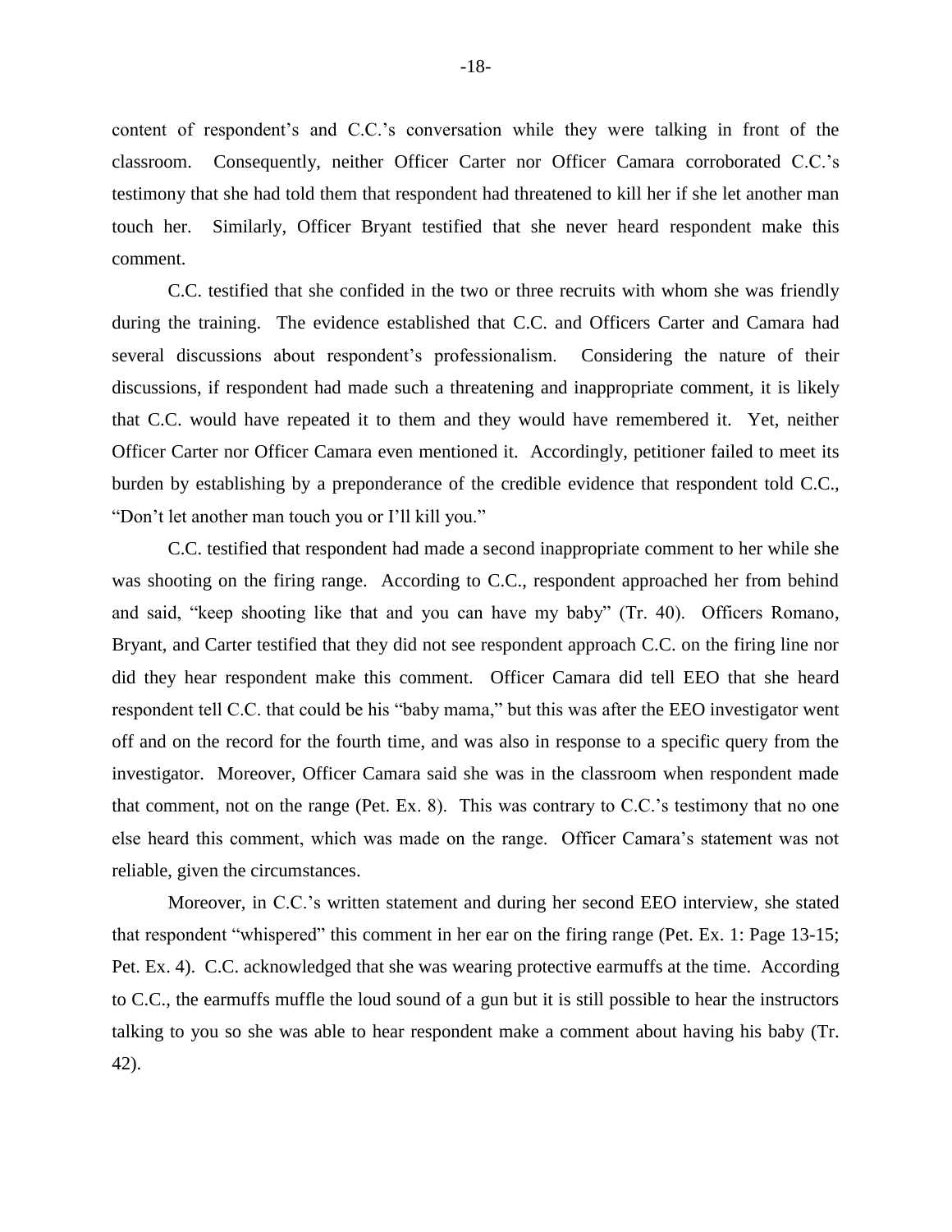content of respondent's and C.C.'s conversation while they were talking in front of the classroom. Consequently, neither Officer Carter nor Officer Camara corroborated C.C.'s testimony that she had told them that respondent had threatened to kill her if she let another man touch her. Similarly, Officer Bryant testified that she never heard respondent make this comment.

C.C. testified that she confided in the two or three recruits with whom she was friendly during the training. The evidence established that C.C. and Officers Carter and Camara had several discussions about respondent's professionalism. Considering the nature of their discussions, if respondent had made such a threatening and inappropriate comment, it is likely that C.C. would have repeated it to them and they would have remembered it. Yet, neither Officer Carter nor Officer Camara even mentioned it. Accordingly, petitioner failed to meet its burden by establishing by a preponderance of the credible evidence that respondent told C.C., "Don't let another man touch you or I'll kill you."

C.C. testified that respondent had made a second inappropriate comment to her while she was shooting on the firing range. According to C.C., respondent approached her from behind and said, "keep shooting like that and you can have my baby" (Tr. 40). Officers Romano, Bryant, and Carter testified that they did not see respondent approach C.C. on the firing line nor did they hear respondent make this comment. Officer Camara did tell EEO that she heard respondent tell C.C. that could be his "baby mama," but this was after the EEO investigator went off and on the record for the fourth time, and was also in response to a specific query from the investigator. Moreover, Officer Camara said she was in the classroom when respondent made that comment, not on the range (Pet. Ex. 8). This was contrary to C.C.'s testimony that no one else heard this comment, which was made on the range. Officer Camara's statement was not reliable, given the circumstances.

Moreover, in C.C.'s written statement and during her second EEO interview, she stated that respondent "whispered" this comment in her ear on the firing range (Pet. Ex. 1: Page 13-15; Pet. Ex. 4). C.C. acknowledged that she was wearing protective earmuffs at the time. According to C.C., the earmuffs muffle the loud sound of a gun but it is still possible to hear the instructors talking to you so she was able to hear respondent make a comment about having his baby (Tr. 42).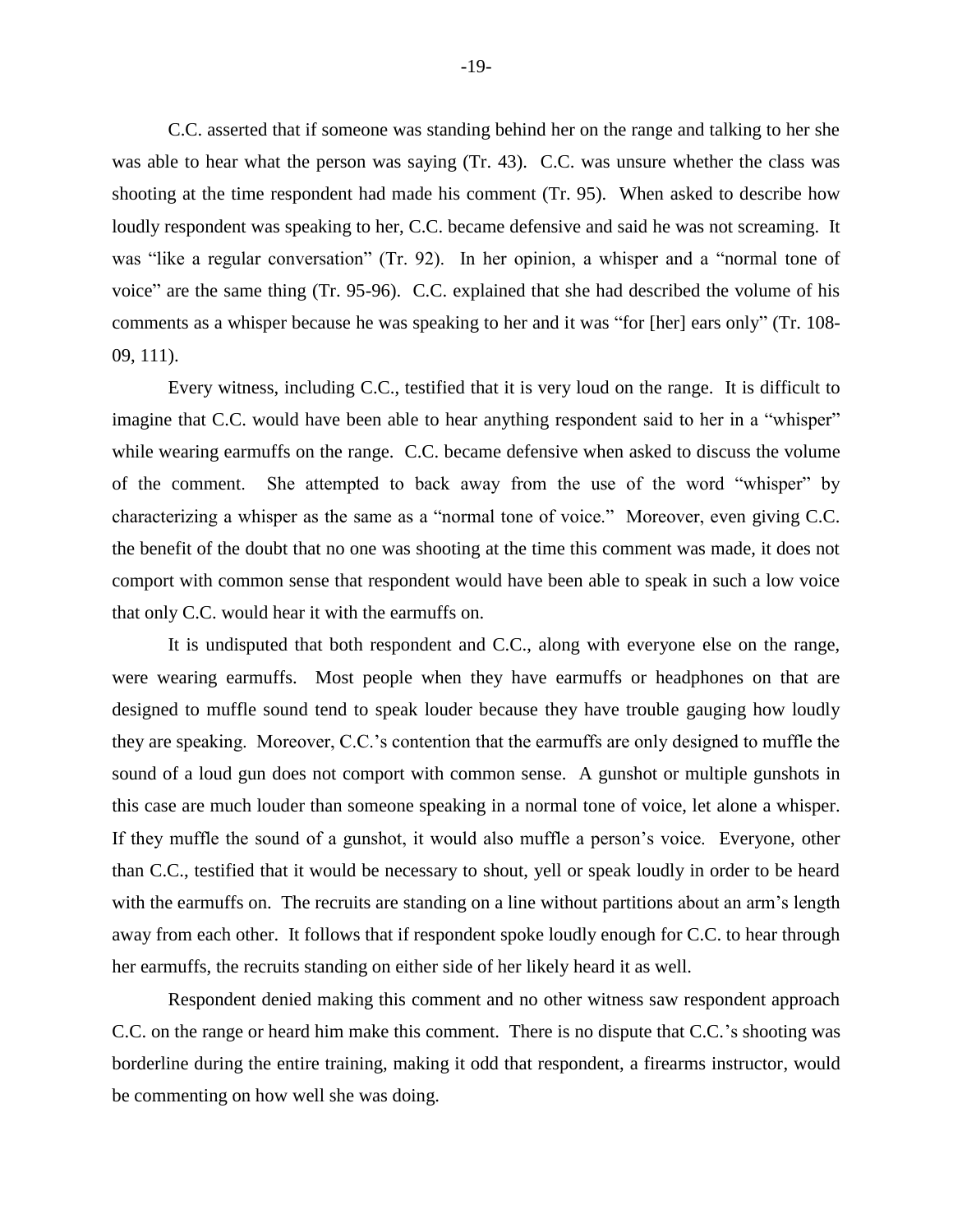C.C. asserted that if someone was standing behind her on the range and talking to her she was able to hear what the person was saying (Tr. 43). C.C. was unsure whether the class was shooting at the time respondent had made his comment (Tr. 95). When asked to describe how loudly respondent was speaking to her, C.C. became defensive and said he was not screaming. It was "like a regular conversation" (Tr. 92). In her opinion, a whisper and a "normal tone of voice" are the same thing (Tr. 95-96). C.C. explained that she had described the volume of his comments as a whisper because he was speaking to her and it was "for [her] ears only" (Tr. 108-09, 111).

Every witness, including C.C., testified that it is very loud on the range. It is difficult to imagine that C.C. would have been able to hear anything respondent said to her in a "whisper" while wearing earmuffs on the range. C.C. became defensive when asked to discuss the volume of the comment. She attempted to back away from the use of the word "whisper" by characterizing a whisper as the same as a "normal tone of voice." Moreover, even giving C.C. the benefit of the doubt that no one was shooting at the time this comment was made, it does not comport with common sense that respondent would have been able to speak in such a low voice that only C.C. would hear it with the earmuffs on.

It is undisputed that both respondent and C.C., along with everyone else on the range, were wearing earmuffs. Most people when they have earmuffs or headphones on that are designed to muffle sound tend to speak louder because they have trouble gauging how loudly they are speaking. Moreover, C.C.'s contention that the earmuffs are only designed to muffle the sound of a loud gun does not comport with common sense. A gunshot or multiple gunshots in this case are much louder than someone speaking in a normal tone of voice, let alone a whisper. If they muffle the sound of a gunshot, it would also muffle a person's voice. Everyone, other than C.C., testified that it would be necessary to shout, yell or speak loudly in order to be heard with the earmuffs on. The recruits are standing on a line without partitions about an arm's length away from each other. It follows that if respondent spoke loudly enough for C.C. to hear through her earmuffs, the recruits standing on either side of her likely heard it as well.

Respondent denied making this comment and no other witness saw respondent approach C.C. on the range or heard him make this comment. There is no dispute that C.C.'s shooting was borderline during the entire training, making it odd that respondent, a firearms instructor, would be commenting on how well she was doing.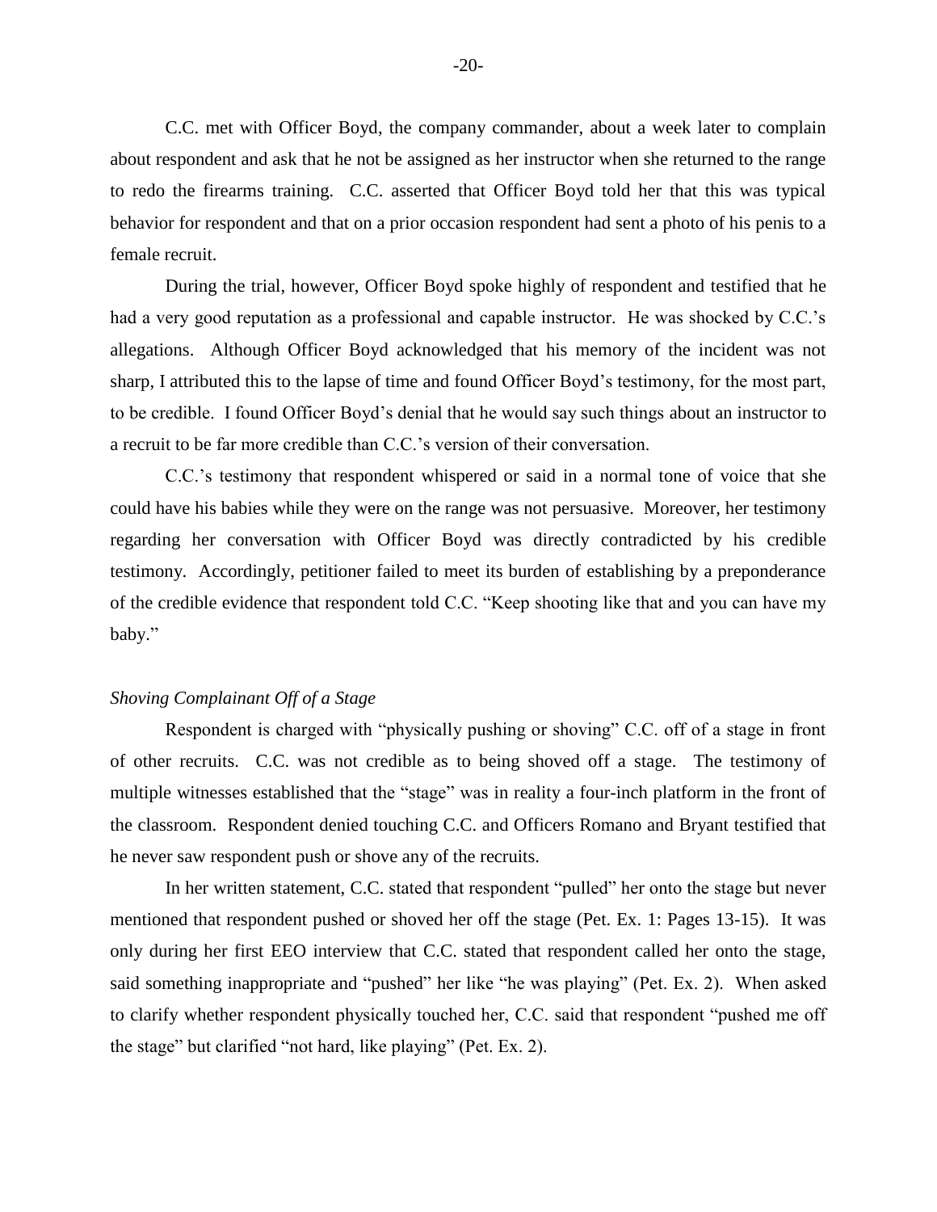C.C. met with Officer Boyd, the company commander, about a week later to complain about respondent and ask that he not be assigned as her instructor when she returned to the range to redo the firearms training. C.C. asserted that Officer Boyd told her that this was typical behavior for respondent and that on a prior occasion respondent had sent a photo of his penis to a female recruit.

During the trial, however, Officer Boyd spoke highly of respondent and testified that he had a very good reputation as a professional and capable instructor. He was shocked by C.C.'s allegations. Although Officer Boyd acknowledged that his memory of the incident was not sharp, I attributed this to the lapse of time and found Officer Boyd's testimony, for the most part, to be credible. I found Officer Boyd's denial that he would say such things about an instructor to a recruit to be far more credible than C.C.'s version of their conversation.

C.C.'s testimony that respondent whispered or said in a normal tone of voice that she could have his babies while they were on the range was not persuasive. Moreover, her testimony regarding her conversation with Officer Boyd was directly contradicted by his credible testimony. Accordingly, petitioner failed to meet its burden of establishing by a preponderance of the credible evidence that respondent told C.C. "Keep shooting like that and you can have my baby."

*Shoving Complainant Off of a Stage*

Respondent is charged with "physically pushing or shoving" C.C. off of a stage in front of other recruits. C.C. was not credible as to being shoved off a stage. The testimony of multiple witnesses established that the "stage" was in reality a four-inch platform in the front of the classroom. Respondent denied touching C.C. and Officers Romano and Bryant testified that he never saw respondent push or shove any of the recruits.

In her written statement, C.C. stated that respondent "pulled" her onto the stage but never mentioned that respondent pushed or shoved her off the stage (Pet. Ex. 1: Pages 13-15). It was only during her first EEO interview that C.C. stated that respondent called her onto the stage, said something inappropriate and "pushed" her like "he was playing" (Pet. Ex. 2). When asked to clarify whether respondent physically touched her, C.C. said that respondent "pushed me off the stage" but clarified "not hard, like playing" (Pet. Ex. 2).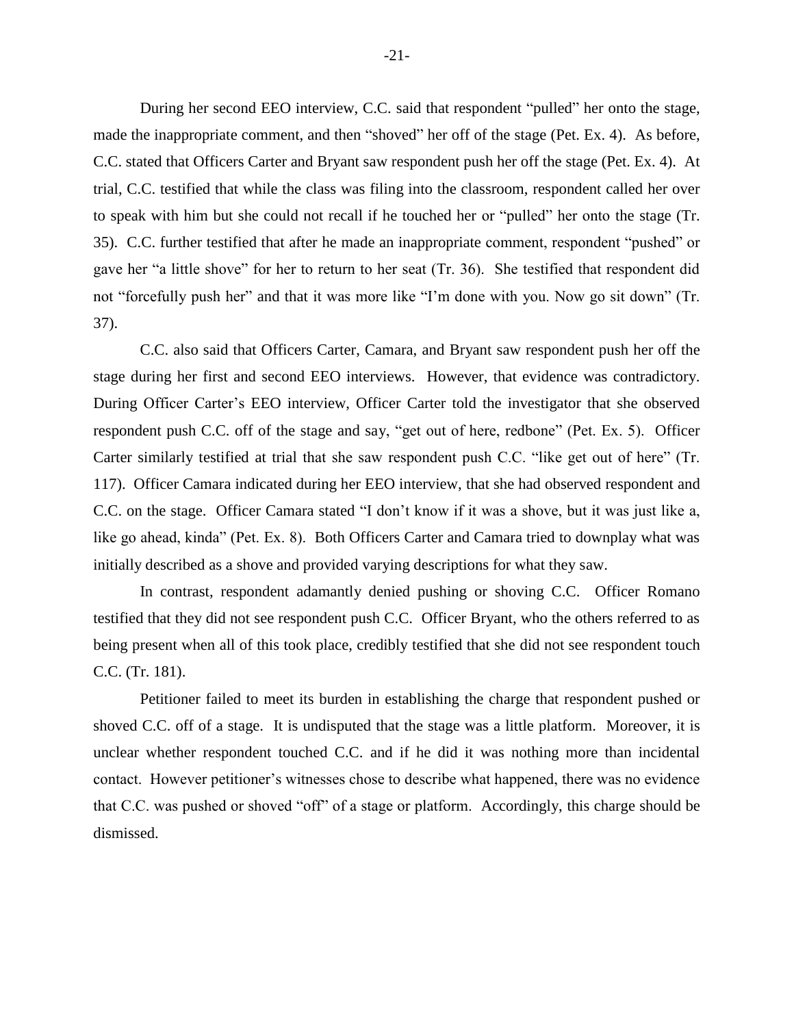During her second EEO interview, C.C. said that respondent "pulled" her onto the stage, made the inappropriate comment, and then "shoved" her off of the stage (Pet. Ex. 4). As before, C.C. stated that Officers Carter and Bryant saw respondent push her off the stage (Pet. Ex. 4). At trial, C.C. testified that while the class was filing into the classroom, respondent called her over to speak with him but she could not recall if he touched her or "pulled" her onto the stage (Tr. 35). C.C. further testified that after he made an inappropriate comment, respondent "pushed" or gave her "a little shove" for her to return to her seat (Tr. 36). She testified that respondent did not "forcefully push her" and that it was more like "I'm done with you. Now go sit down" (Tr. 37).

C.C. also said that Officers Carter, Camara, and Bryant saw respondent push her off the stage during her first and second EEO interviews. However, that evidence was contradictory. During Officer Carter's EEO interview, Officer Carter told the investigator that she observed respondent push C.C. off of the stage and say, "get out of here, redbone" (Pet. Ex. 5). Officer Carter similarly testified at trial that she saw respondent push C.C. "like get out of here" (Tr. 117). Officer Camara indicated during her EEO interview, that she had observed respondent and C.C. on the stage. Officer Camara stated "I don't know if it was a shove, but it was just like a, like go ahead, kinda" (Pet. Ex. 8). Both Officers Carter and Camara tried to downplay what was initially described as a shove and provided varying descriptions for what they saw.

In contrast, respondent adamantly denied pushing or shoving C.C. Officer Romano testified that they did not see respondent push C.C. Officer Bryant, who the others referred to as being present when all of this took place, credibly testified that she did not see respondent touch C.C. (Tr. 181).

Petitioner failed to meet its burden in establishing the charge that respondent pushed or shoved C.C. off of a stage. It is undisputed that the stage was a little platform. Moreover, it is unclear whether respondent touched C.C. and if he did it was nothing more than incidental contact. However petitioner's witnesses chose to describe what happened, there was no evidence that C.C. was pushed or shoved "off" of a stage or platform. Accordingly, this charge should be dismissed.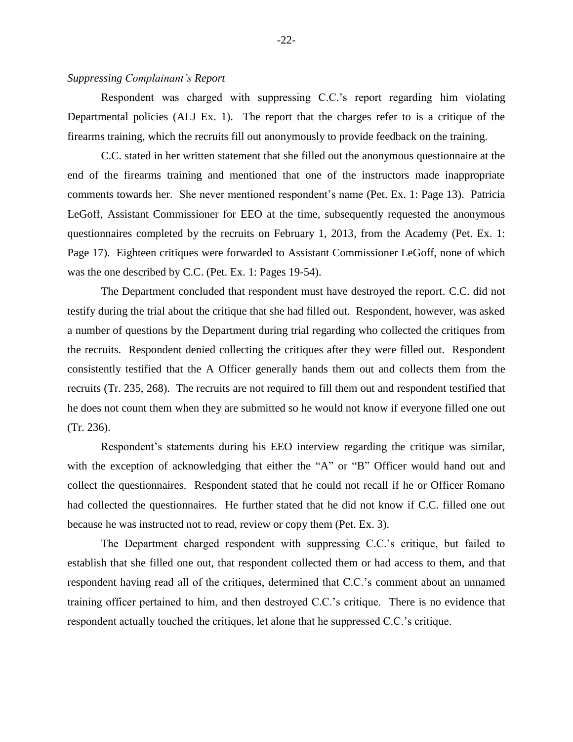*Suppressing Complainant's Report*

Respondent was charged with suppressing C.C.'s report regarding him violating Departmental policies (ALJ Ex. 1). The report that the charges refer to is a critique of the firearms training, which the recruits fill out anonymously to provide feedback on the training.

C.C. stated in her written statement that she filled out the anonymous questionnaire at the end of the firearms training and mentioned that one of the instructors made inappropriate comments towards her. She never mentioned respondent's name (Pet. Ex. 1: Page 13). Patricia LeGoff, Assistant Commissioner for EEO at the time, subsequently requested the anonymous questionnaires completed by the recruits on February 1, 2013, from the Academy (Pet. Ex. 1: Page 17). Eighteen critiques were forwarded to Assistant Commissioner LeGoff, none of which was the one described by C.C. (Pet. Ex. 1: Pages 19-54).

The Department concluded that respondent must have destroyed the report. C.C. did not testify during the trial about the critique that she had filled out. Respondent, however, was asked a number of questions by the Department during trial regarding who collected the critiques from the recruits. Respondent denied collecting the critiques after they were filled out. Respondent consistently testified that the A Officer generally hands them out and collects them from the recruits (Tr. 235, 268). The recruits are not required to fill them out and respondent testified that he does not count them when they are submitted so he would not know if everyone filled one out (Tr. 236).

Respondent's statements during his EEO interview regarding the critique was similar, with the exception of acknowledging that either the "A" or "B" Officer would hand out and collect the questionnaires. Respondent stated that he could not recall if he or Officer Romano had collected the questionnaires. He further stated that he did not know if C.C. filled one out because he was instructed not to read, review or copy them (Pet. Ex. 3).

The Department charged respondent with suppressing C.C.'s critique, but failed to establish that she filled one out, that respondent collected them or had access to them, and that respondent having read all of the critiques, determined that C.C.'s comment about an unnamed training officer pertained to him, and then destroyed C.C.'s critique. There is no evidence that respondent actually touched the critiques, let alone that he suppressed C.C.'s critique.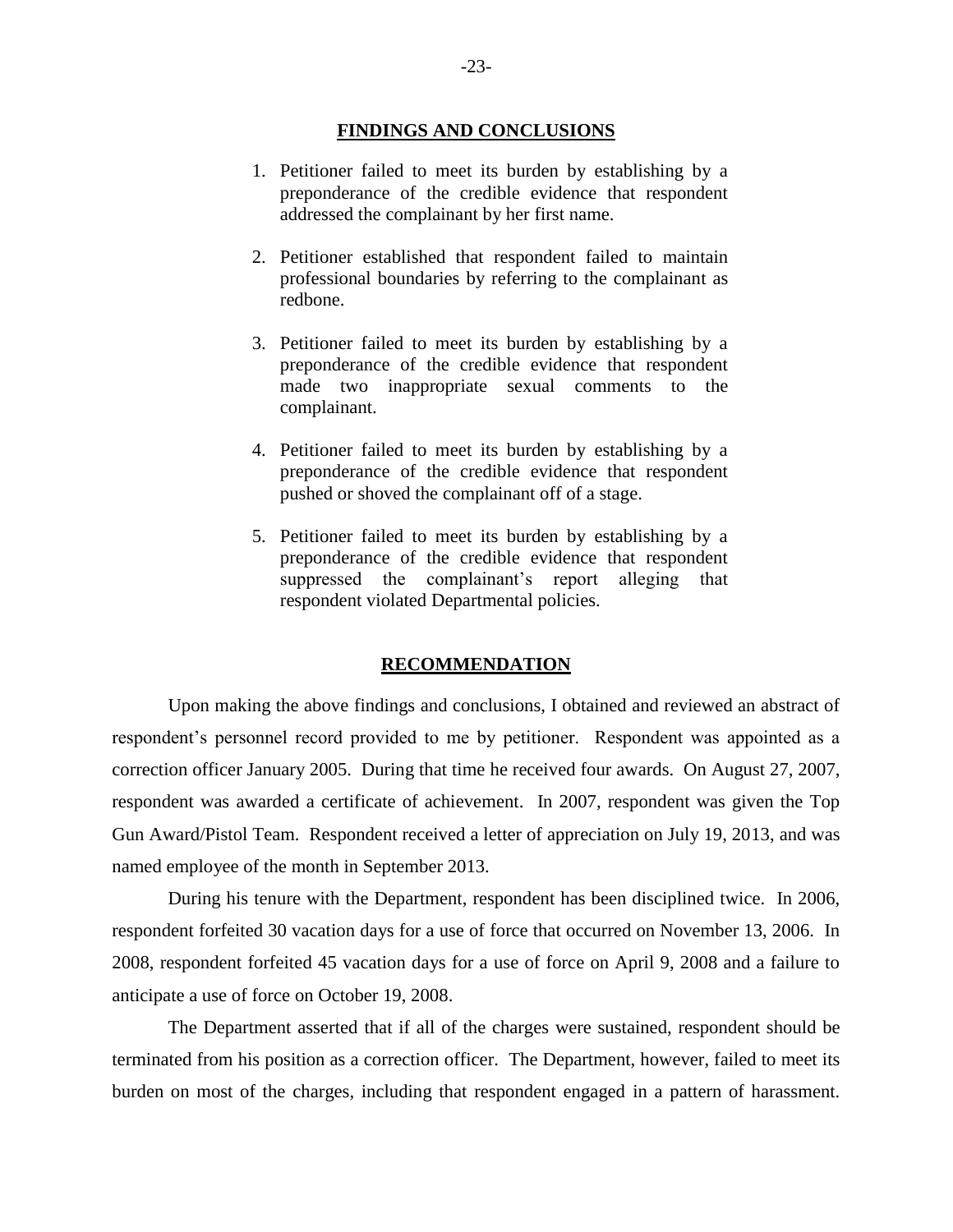## FINDINGS AND CONCLUSIONS

1. Petitioner failed to meet its burden by establishing by a preponderance of the credible evidence that respondent addressed the complainant by her first name.

2. Petitioner established that respondent failed to maintain professional boundaries by referring to the complainant as redbone.

3. Petitioner failed to meet its burden by establishing by a preponderance of the credible evidence that respondent made two inappropriate sexual comments to the complainant.

4. Petitioner failed to meet its burden by establishing by a preponderance of the credible evidence that respondent pushed or shoved the complainant off of a stage.

5. Petitioner failed to meet its burden by establishing by a preponderance of the credible evidence that respondent suppressed the complainant's report alleging that respondent violated Departmental policies.

## RECOMMENDATION

Upon making the above findings and conclusions, I obtained and reviewed an abstract of respondent's personnel record provided to me by petitioner. Respondent was appointed as a correction officer January 2005. During that time he received four awards. On August 27, 2007, respondent was awarded a certificate of achievement. In 2007, respondent was given the Top Gun Award/Pistol Team. Respondent received a letter of appreciation on July 19, 2013, and was named employee of the month in September 2013.

During his tenure with the Department, respondent has been disciplined twice. In 2006, respondent forfeited 30 vacation days for a use of force that occurred on November 13, 2006. In 2008, respondent forfeited 45 vacation days for a use of force on April 9, 2008 and a failure to anticipate a use of force on October 19, 2008.

The Department asserted that if all of the charges were sustained, respondent should be terminated from his position as a correction officer. The Department, however, failed to meet its burden on most of the charges, including that respondent engaged in a pattern of harassment.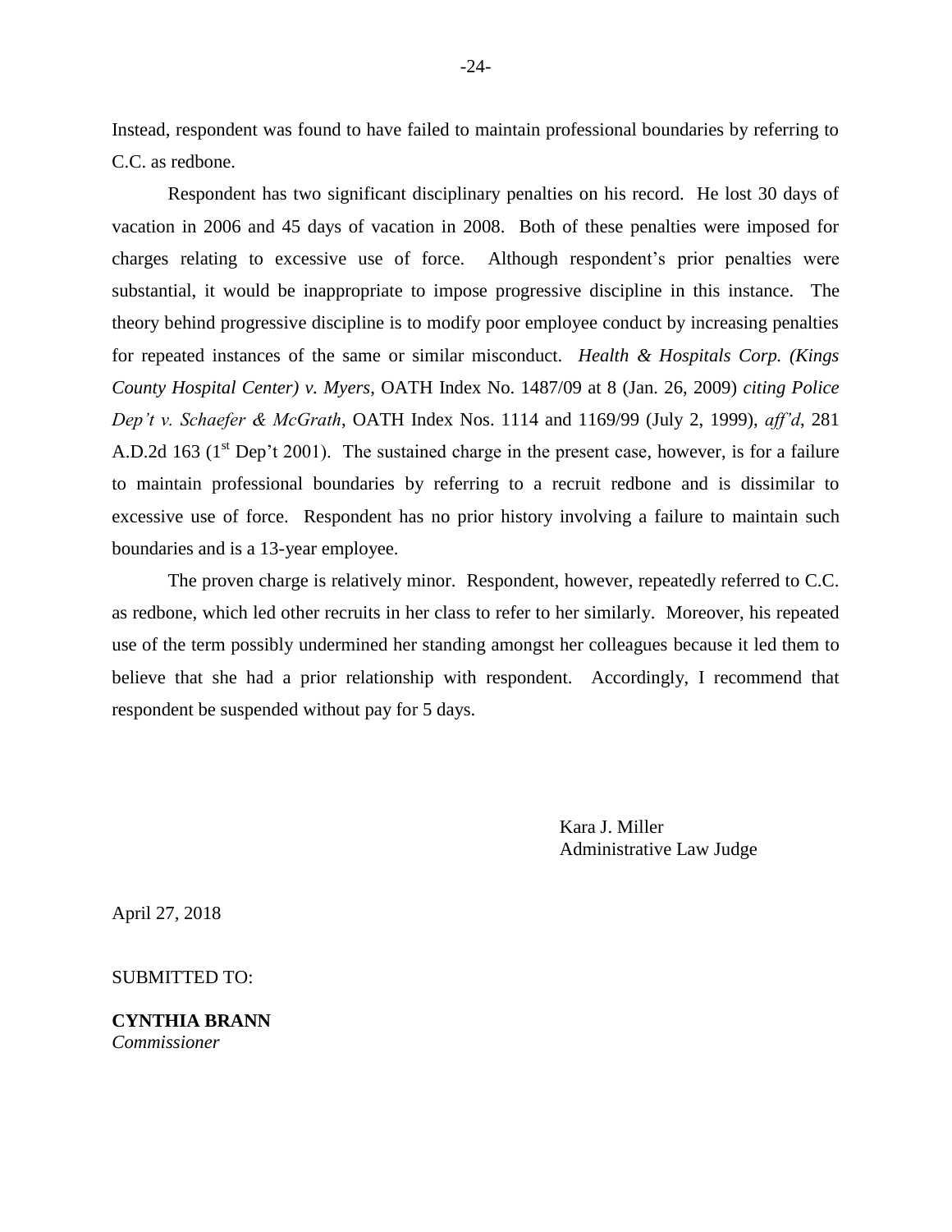Instead, respondent was found to have failed to maintain professional boundaries by referring to C.C. as redbone.

Respondent has two significant disciplinary penalties on his record. He lost 30 days of vacation in 2006 and 45 days of vacation in 2008. Both of these penalties were imposed for charges relating to excessive use of force. Although respondent's prior penalties were substantial, it would be inappropriate to impose progressive discipline in this instance. The theory behind progressive discipline is to modify poor employee conduct by increasing penalties for repeated instances of the same or similar misconduct. *Health & Hospitals Corp. (Kings County Hospital Center) v. Myers*, OATH Index No. 1487/09 at 8 (Jan. 26, 2009) *citing Police Dep't v. Schaefer & McGrath*, OATH Index Nos. 1114 and 1169/99 (July 2, 1999), *aff'd*, 281 A.D.2d 163 (1st Dep't 2001). The sustained charge in the present case, however, is for a failure to maintain professional boundaries by referring to a recruit redbone and is dissimilar to excessive use of force. Respondent has no prior history involving a failure to maintain such boundaries and is a 13-year employee.

The proven charge is relatively minor. Respondent, however, repeatedly referred to C.C. as redbone, which led other recruits in her class to refer to her similarly. Moreover, his repeated use of the term possibly undermined her standing amongst her colleagues because it led them to believe that she had a prior relationship with respondent. Accordingly, I recommend that respondent be suspended without pay for 5 days.

Kara J. Miller
Administrative Law Judge

April 27, 2018

SUBMITTED TO:

**CYNTHIA BRANN**
*Commissioner*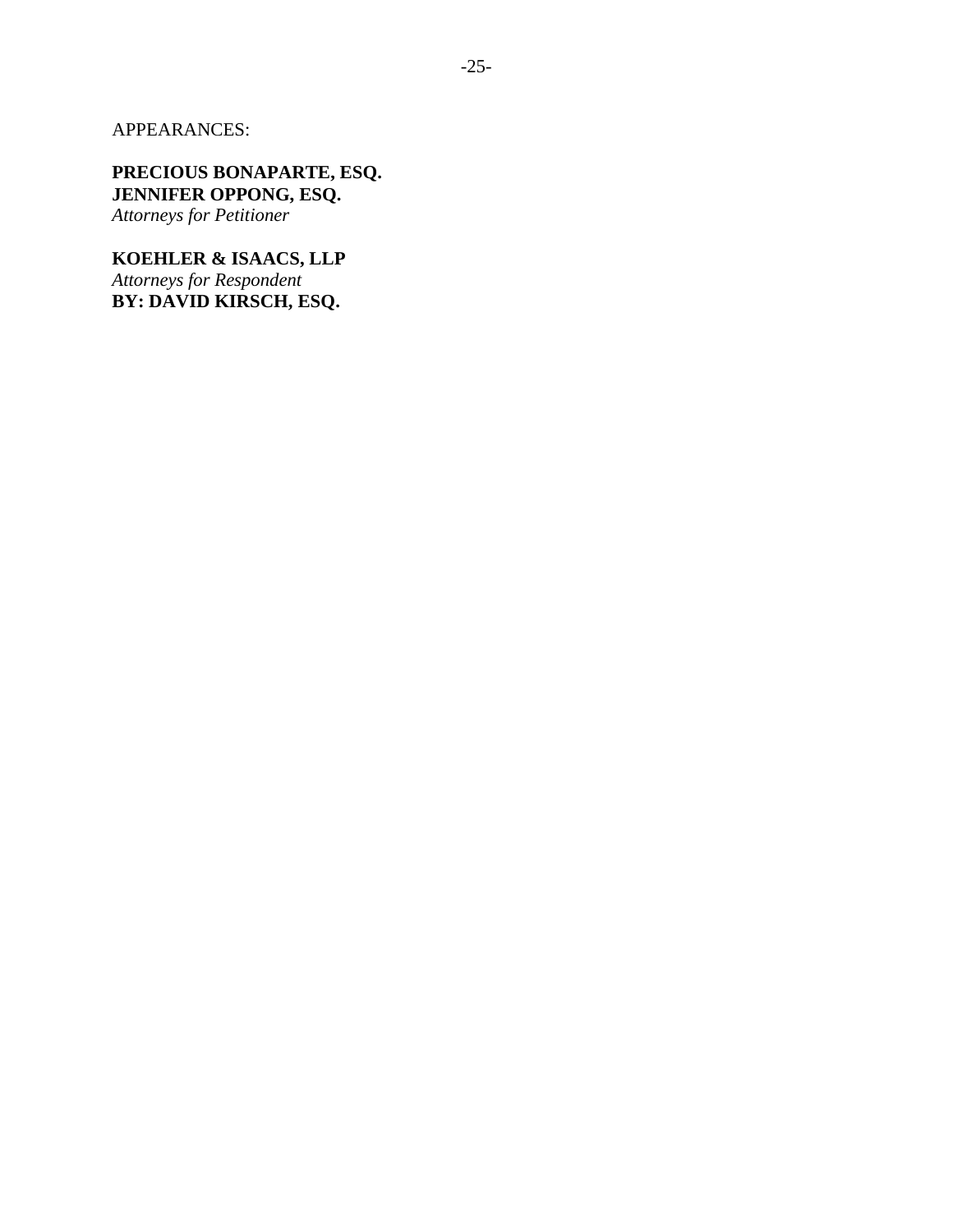APPEARANCES:

**PRECIOUS BONAPARTE, ESQ.**
**JENNIFER OPPONG, ESQ.**
*Attorneys for Petitioner*

**KOEHLER & ISAACS, LLP**
*Attorneys for Respondent*
**BY: DAVID KIRSCH, ESQ.**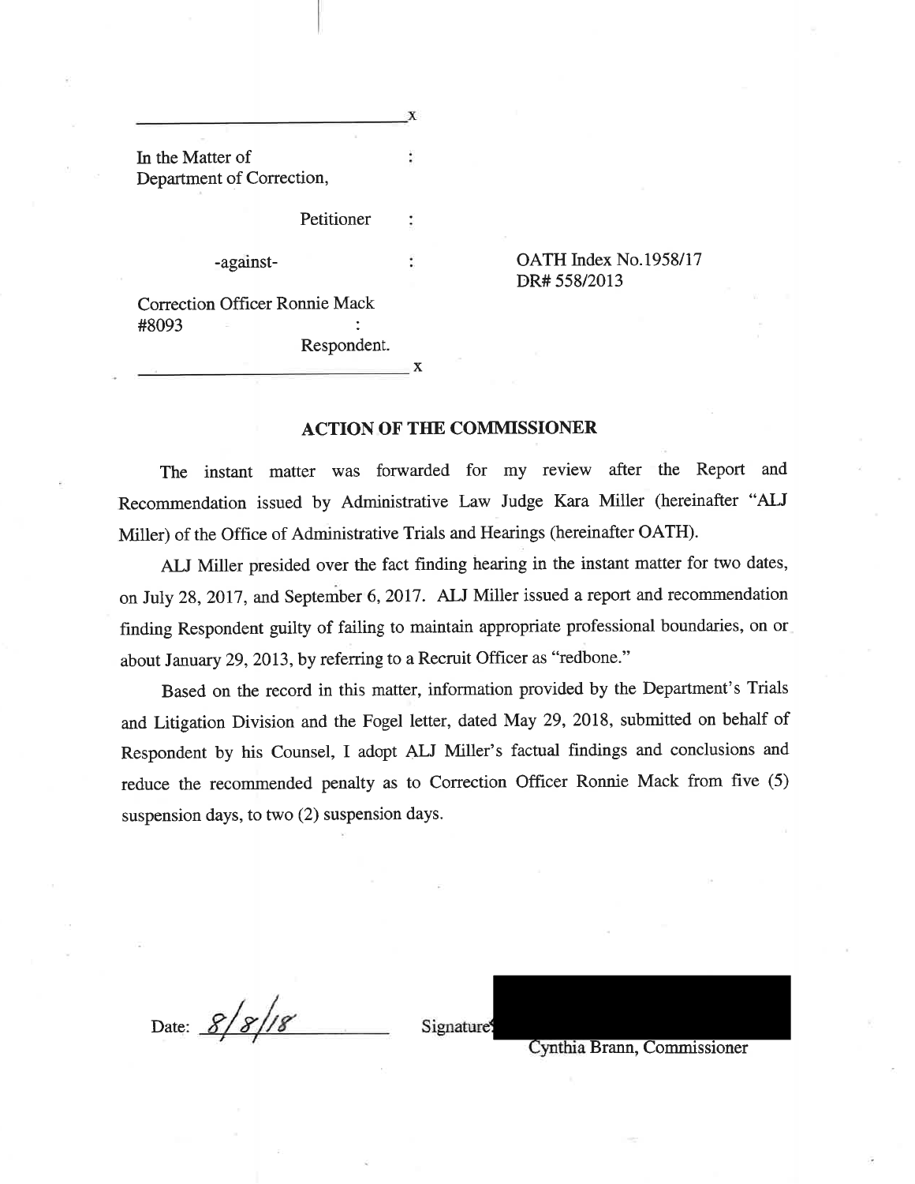In the Matter of
Department of Correction,

Petitioner

-against-

Correction Officer Ronnie Mack
#8093

Respondent.

OATH Index No.1958/17
DR# 558/2013

## ACTION OF THE COMMISSIONER

The instant matter was forwarded for my review after the Report and Recommendation issued by Administrative Law Judge Kara Miller (hereinafter "ALJ Miller) of the Office of Administrative Trials and Hearings (hereinafter OATH).

ALJ Miller presided over the fact finding hearing in the instant matter for two dates, on July 28, 2017, and September 6, 2017. ALJ Miller issued a report and recommendation finding Respondent guilty of failing to maintain appropriate professional boundaries, on or about January 29, 2013, by referring to a Recruit Officer as "redbone."

Based on the record in this matter, information provided by the Department's Trials and Litigation Division and the Fogel letter, dated May 29, 2018, submitted on behalf of Respondent by his Counsel, I adopt ALJ Miller's factual findings and conclusions and reduce the recommended penalty as to Correction Officer Ronnie Mack from five (5) suspension days, to two (2) suspension days.

Date: 8/8/18

Signature:

Cynthia Brann, Commissioner